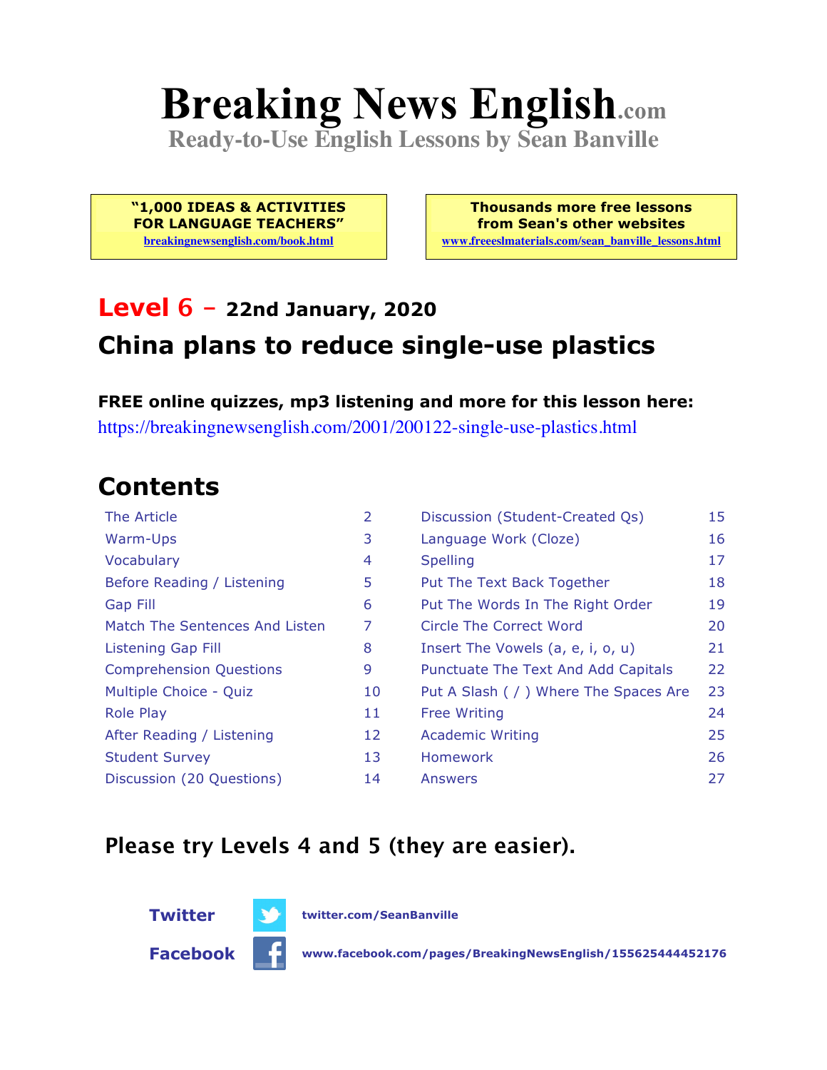# Breaking News English.com

**Ready-to-Use English Lessons by Sean Banville**

**"1,000 IDEAS & ACTIVITIES FOR LANGUAGE TEACHERS"**
breakingnewsenglish.com/book.html

**Thousands more free lessons from Sean's other websites**
www.freeeslmaterials.com/sean_banville_lessons.html

## Level 6 – 22nd January, 2020

## China plans to reduce single-use plastics

**FREE online quizzes, mp3 listening and more for this lesson here:**
https://breakingnewsenglish.com/2001/200122-single-use-plastics.html

## Contents

| | | | |
|---|---|---|---|
| The Article | 2 | Discussion (Student-Created Qs) | 15 |
| Warm-Ups | 3 | Language Work (Cloze) | 16 |
| Vocabulary | 4 | Spelling | 17 |
| Before Reading / Listening | 5 | Put The Text Back Together | 18 |
| Gap Fill | 6 | Put The Words In The Right Order | 19 |
| Match The Sentences And Listen | 7 | Circle The Correct Word | 20 |
| Listening Gap Fill | 8 | Insert The Vowels (a, e, i, o, u) | 21 |
| Comprehension Questions | 9 | Punctuate The Text And Add Capitals | 22 |
| Multiple Choice - Quiz | 10 | Put A Slash ( / ) Where The Spaces Are | 23 |
| Role Play | 11 | Free Writing | 24 |
| After Reading / Listening | 12 | Academic Writing | 25 |
| Student Survey | 13 | Homework | 26 |
| Discussion (20 Questions) | 14 | Answers | 27 |

### Please try Levels 4 and 5 (they are easier).

**Twitter** twitter.com/SeanBanville

**Facebook** www.facebook.com/pages/BreakingNewsEnglish/155625444452176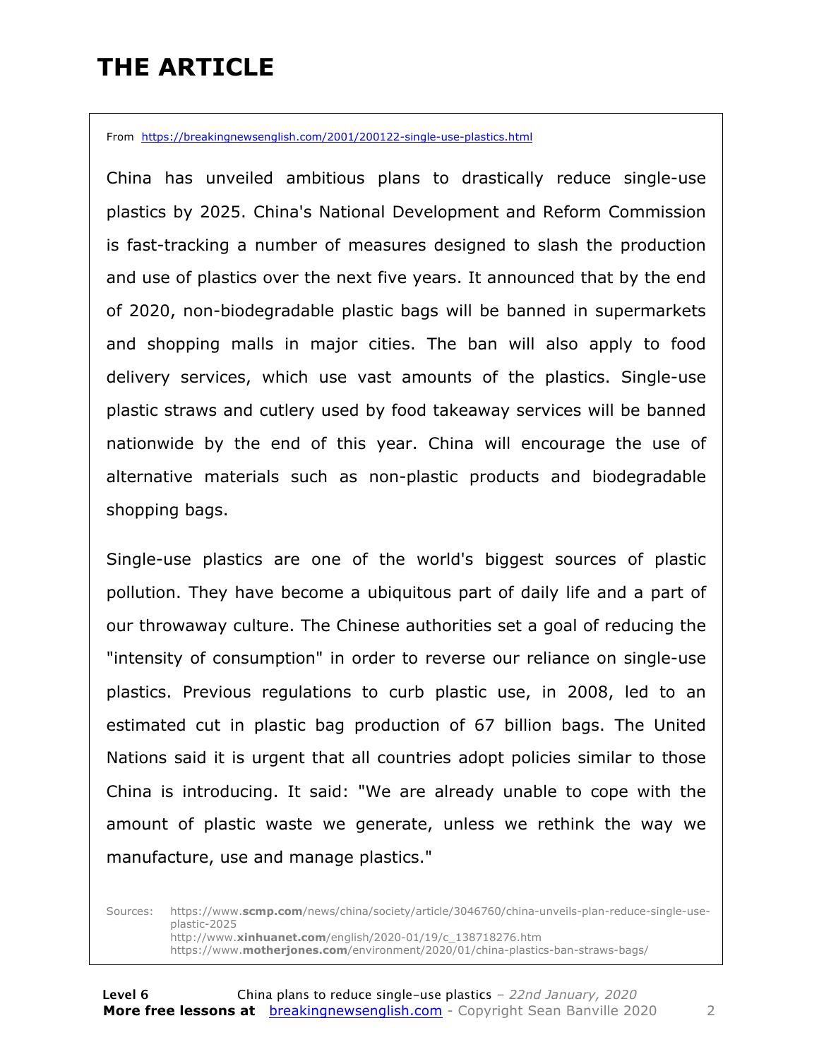# THE ARTICLE

From https://breakingnewsenglish.com/2001/200122-single-use-plastics.html

China has unveiled ambitious plans to drastically reduce single-use plastics by 2025. China's National Development and Reform Commission is fast-tracking a number of measures designed to slash the production and use of plastics over the next five years. It announced that by the end of 2020, non-biodegradable plastic bags will be banned in supermarkets and shopping malls in major cities. The ban will also apply to food delivery services, which use vast amounts of the plastics. Single-use plastic straws and cutlery used by food takeaway services will be banned nationwide by the end of this year. China will encourage the use of alternative materials such as non-plastic products and biodegradable shopping bags.

Single-use plastics are one of the world's biggest sources of plastic pollution. They have become a ubiquitous part of daily life and a part of our throwaway culture. The Chinese authorities set a goal of reducing the "intensity of consumption" in order to reverse our reliance on single-use plastics. Previous regulations to curb plastic use, in 2008, led to an estimated cut in plastic bag production of 67 billion bags. The United Nations said it is urgent that all countries adopt policies similar to those China is introducing. It said: "We are already unable to cope with the amount of plastic waste we generate, unless we rethink the way we manufacture, use and manage plastics."

Sources:
https://www.scmp.com/news/china/society/article/3046760/china-unveils-plan-reduce-single-use-plastic-2025
http://www.xinhuanet.com/english/2020-01/19/c_138718276.htm
https://www.motherjones.com/environment/2020/01/china-plastics-ban-straws-bags/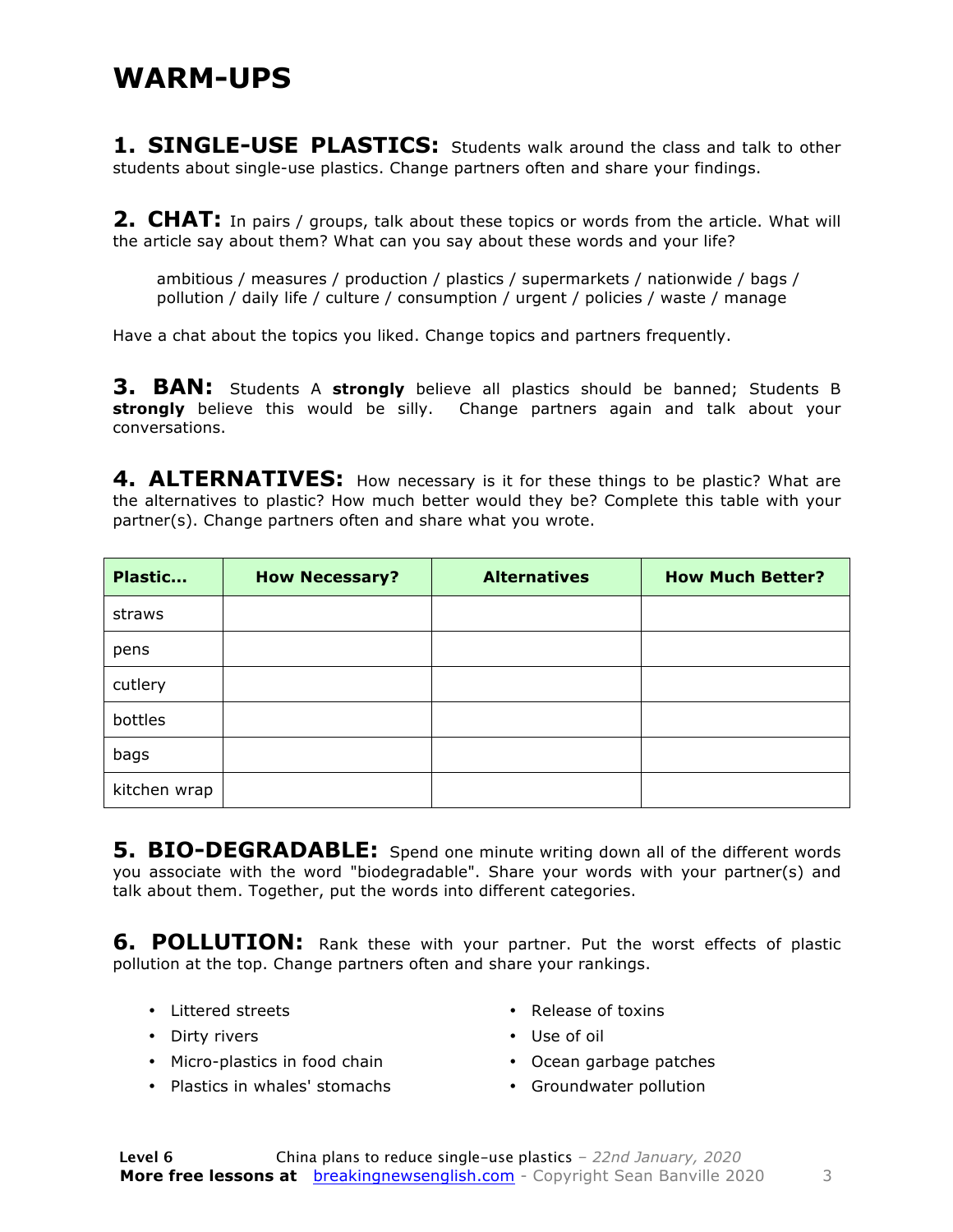# WARM-UPS

**1. SINGLE-USE PLASTICS:** Students walk around the class and talk to other students about single-use plastics. Change partners often and share your findings.

**2. CHAT:** In pairs / groups, talk about these topics or words from the article. What will the article say about them? What can you say about these words and your life?

> ambitious / measures / production / plastics / supermarkets / nationwide / bags / pollution / daily life / culture / consumption / urgent / policies / waste / manage

Have a chat about the topics you liked. Change topics and partners frequently.

**3. BAN:** Students A **strongly** believe all plastics should be banned; Students B **strongly** believe this would be silly. Change partners again and talk about your conversations.

**4. ALTERNATIVES:** How necessary is it for these things to be plastic? What are the alternatives to plastic? How much better would they be? Complete this table with your partner(s). Change partners often and share what you wrote.

| Plastic... | How Necessary? | Alternatives | How Much Better? |
| --- | --- | --- | --- |
| straws | | | |
| pens | | | |
| cutlery | | | |
| bottles | | | |
| bags | | | |
| kitchen wrap | | | |

**5. BIO-DEGRADABLE:** Spend one minute writing down all of the different words you associate with the word "biodegradable". Share your words with your partner(s) and talk about them. Together, put the words into different categories.

**6. POLLUTION:** Rank these with your partner. Put the worst effects of plastic pollution at the top. Change partners often and share your rankings.

- Littered streets
- Dirty rivers
- Micro-plastics in food chain
- Plastics in whales' stomachs
- Release of toxins
- Use of oil
- Ocean garbage patches
- Groundwater pollution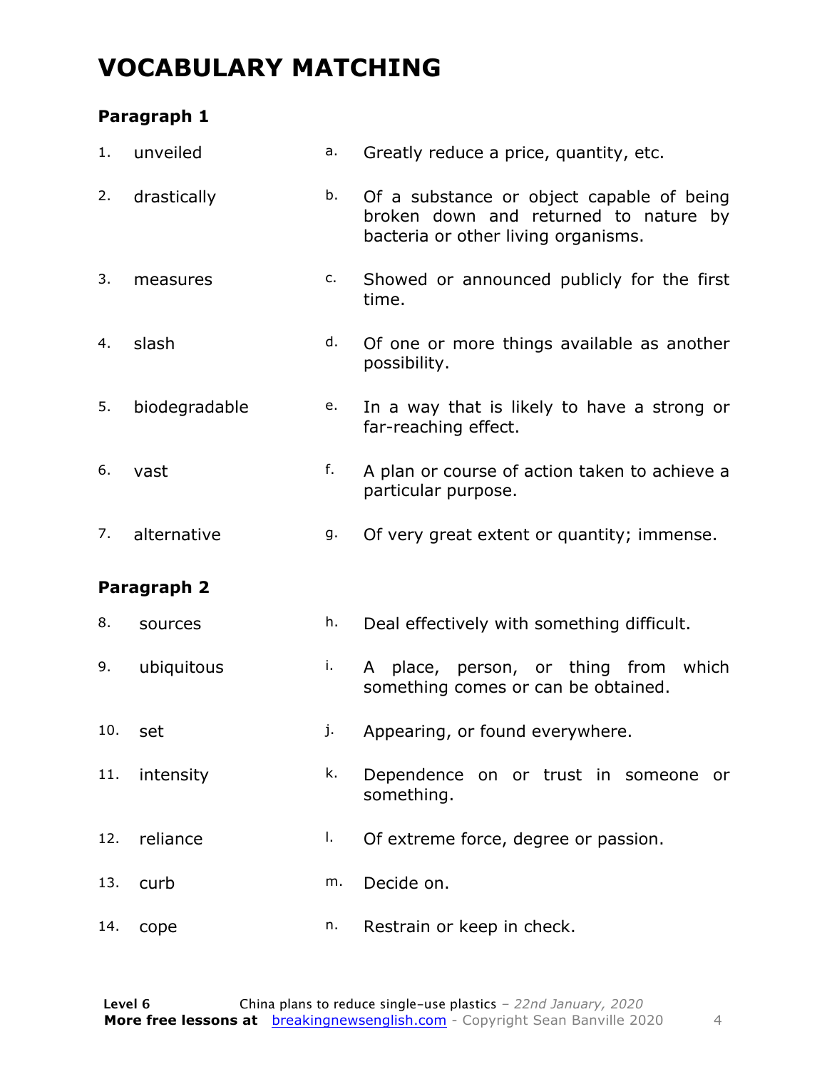# VOCABULARY MATCHING

### Paragraph 1

| | | | |
|---|---|---|---|
| 1. | unveiled | a. | Greatly reduce a price, quantity, etc. |
| 2. | drastically | b. | Of a substance or object capable of being broken down and returned to nature by bacteria or other living organisms. |
| 3. | measures | c. | Showed or announced publicly for the first time. |
| 4. | slash | d. | Of one or more things available as another possibility. |
| 5. | biodegradable | e. | In a way that is likely to have a strong or far-reaching effect. |
| 6. | vast | f. | A plan or course of action taken to achieve a particular purpose. |
| 7. | alternative | g. | Of very great extent or quantity; immense. |

### Paragraph 2

| | | | |
|---|---|---|---|
| 8. | sources | h. | Deal effectively with something difficult. |
| 9. | ubiquitous | i. | A place, person, or thing from which something comes or can be obtained. |
| 10. | set | j. | Appearing, or found everywhere. |
| 11. | intensity | k. | Dependence on or trust in someone or something. |
| 12. | reliance | l. | Of extreme force, degree or passion. |
| 13. | curb | m. | Decide on. |
| 14. | cope | n. | Restrain or keep in check. |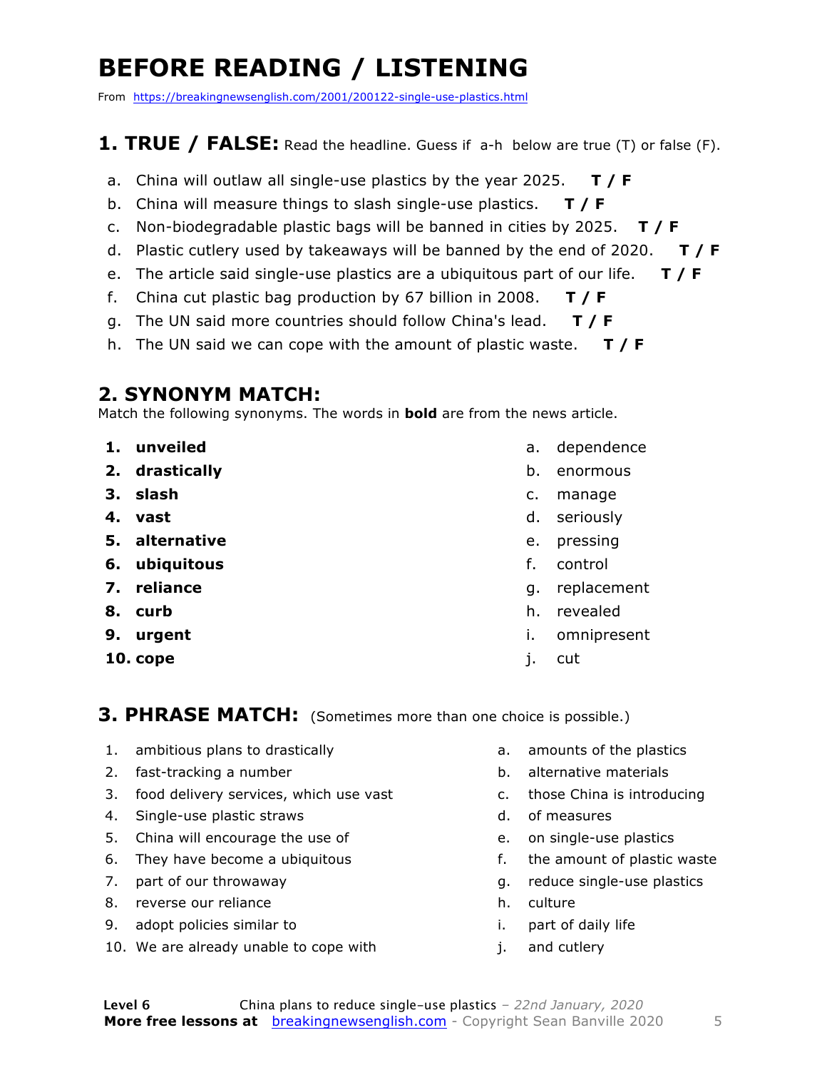# BEFORE READING / LISTENING

From https://breakingnewsenglish.com/2001/200122-single-use-plastics.html

## 1. TRUE / FALSE: Read the headline. Guess if a-h below are true (T) or false (F).

a. China will outlaw all single-use plastics by the year 2025. **T / F**
b. China will measure things to slash single-use plastics. **T / F**
c. Non-biodegradable plastic bags will be banned in cities by 2025. **T / F**
d. Plastic cutlery used by takeaways will be banned by the end of 2020. **T / F**
e. The article said single-use plastics are a ubiquitous part of our life. **T / F**
f. China cut plastic bag production by 67 billion in 2008. **T / F**
g. The UN said more countries should follow China's lead. **T / F**
h. The UN said we can cope with the amount of plastic waste. **T / F**

## 2. SYNONYM MATCH:

Match the following synonyms. The words in **bold** are from the news article.

1. **unveiled**
2. **drastically**
3. **slash**
4. **vast**
5. **alternative**
6. **ubiquitous**
7. **reliance**
8. **curb**
9. **urgent**
10. **cope**

a. dependence
b. enormous
c. manage
d. seriously
e. pressing
f. control
g. replacement
h. revealed
i. omnipresent
j. cut

## 3. PHRASE MATCH: (Sometimes more than one choice is possible.)

1. ambitious plans to drastically
2. fast-tracking a number
3. food delivery services, which use vast
4. Single-use plastic straws
5. China will encourage the use of
6. They have become a ubiquitous
7. part of our throwaway
8. reverse our reliance
9. adopt policies similar to
10. We are already unable to cope with

a. amounts of the plastics
b. alternative materials
c. those China is introducing
d. of measures
e. on single-use plastics
f. the amount of plastic waste
g. reduce single-use plastics
h. culture
i. part of daily life
j. and cutlery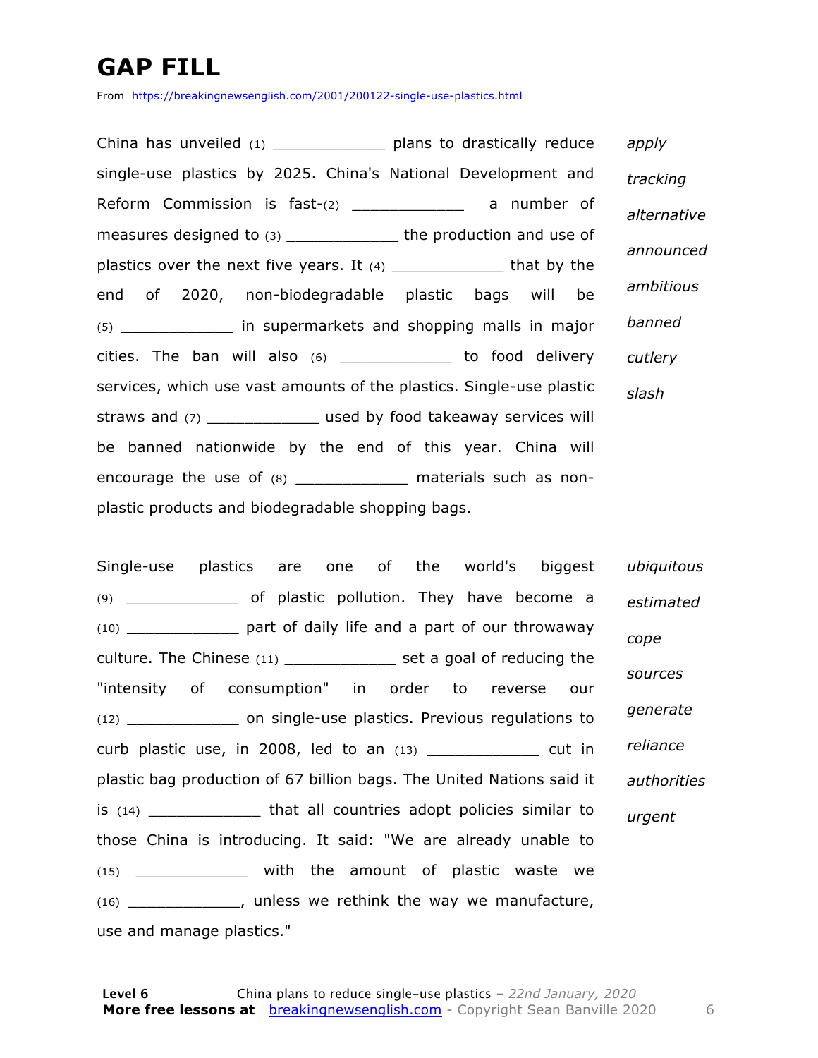# GAP FILL

From https://breakingnewsenglish.com/2001/200122-single-use-plastics.html

China has unveiled (1) ____________ plans to drastically reduce single-use plastics by 2025. China's National Development and Reform Commission is fast-(2) ____________ a number of measures designed to (3) ____________ the production and use of plastics over the next five years. It (4) ____________ that by the end of 2020, non-biodegradable plastic bags will be (5) ____________ in supermarkets and shopping malls in major cities. The ban will also (6) ____________ to food delivery services, which use vast amounts of the plastics. Single-use plastic straws and (7) ____________ used by food takeaway services will be banned nationwide by the end of this year. China will encourage the use of (8) ____________ materials such as non-plastic products and biodegradable shopping bags.

*apply*
*tracking*
*alternative*
*announced*
*ambitious*
*banned*
*cutlery*
*slash*

Single-use plastics are one of the world's biggest (9) ____________ of plastic pollution. They have become a (10) ____________ part of daily life and a part of our throwaway culture. The Chinese (11) ____________ set a goal of reducing the "intensity of consumption" in order to reverse our (12) ____________ on single-use plastics. Previous regulations to curb plastic use, in 2008, led to an (13) ____________ cut in plastic bag production of 67 billion bags. The United Nations said it is (14) ____________ that all countries adopt policies similar to those China is introducing. It said: "We are already unable to (15) ____________ with the amount of plastic waste we (16) ____________, unless we rethink the way we manufacture, use and manage plastics."

*ubiquitous*
*estimated*
*cope*
*sources*
*generate*
*reliance*
*authorities*
*urgent*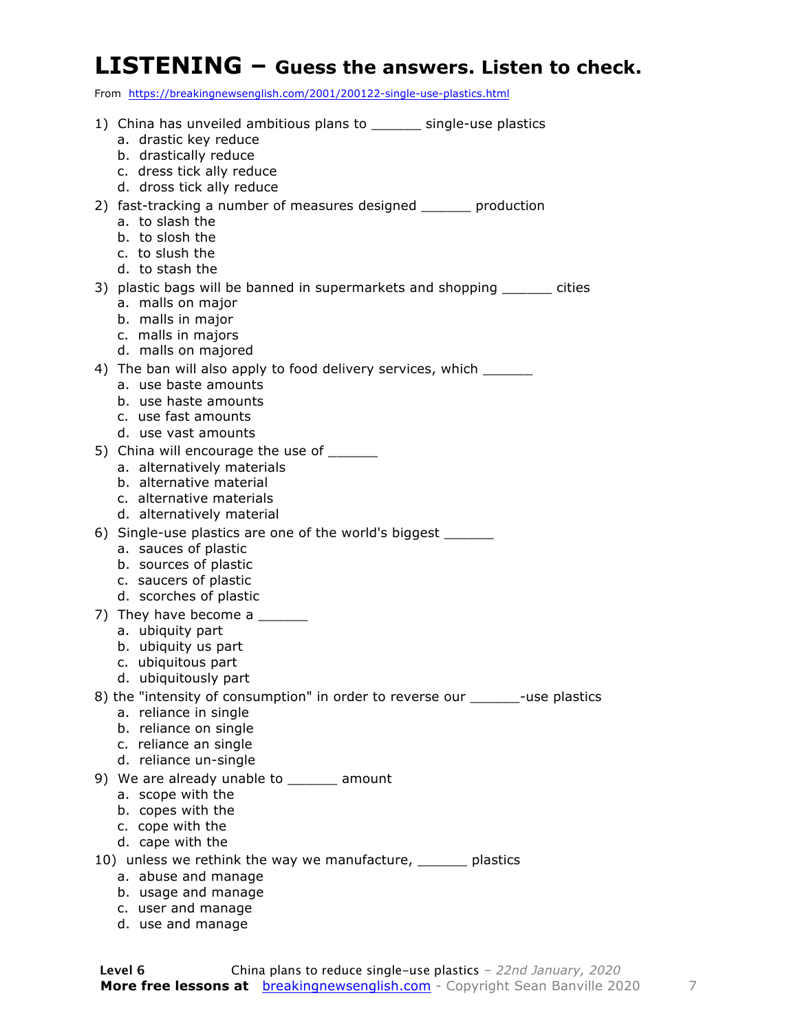# LISTENING – Guess the answers. Listen to check.

From https://breakingnewsenglish.com/2001/200122-single-use-plastics.html

1) China has unveiled ambitious plans to ______ single-use plastics
   a. drastic key reduce
   b. drastically reduce
   c. dress tick ally reduce
   d. dross tick ally reduce
2) fast-tracking a number of measures designed ______ production
   a. to slash the
   b. to slosh the
   c. to slush the
   d. to stash the
3) plastic bags will be banned in supermarkets and shopping ______ cities
   a. malls on major
   b. malls in major
   c. malls in majors
   d. malls on majored
4) The ban will also apply to food delivery services, which ______
   a. use baste amounts
   b. use haste amounts
   c. use fast amounts
   d. use vast amounts
5) China will encourage the use of ______
   a. alternatively materials
   b. alternative material
   c. alternative materials
   d. alternatively material
6) Single-use plastics are one of the world's biggest ______
   a. sauces of plastic
   b. sources of plastic
   c. saucers of plastic
   d. scorches of plastic
7) They have become a ______
   a. ubiquity part
   b. ubiquity us part
   c. ubiquitous part
   d. ubiquitously part
8) the "intensity of consumption" in order to reverse our ______-use plastics
   a. reliance in single
   b. reliance on single
   c. reliance an single
   d. reliance un-single
9) We are already unable to ______ amount
   a. scope with the
   b. copes with the
   c. cope with the
   d. cape with the
10) unless we rethink the way we manufacture, ______ plastics
   a. abuse and manage
   b. usage and manage
   c. user and manage
   d. use and manage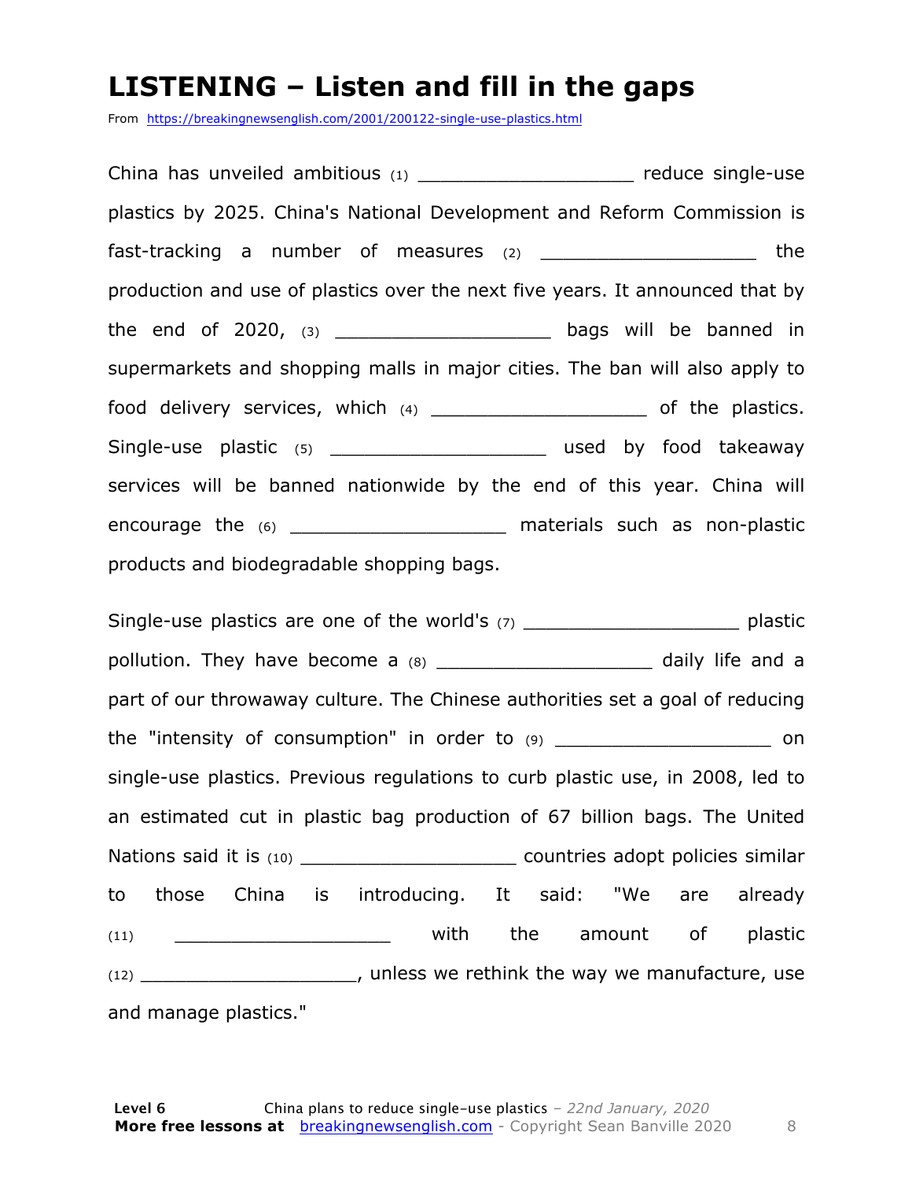# LISTENING – Listen and fill in the gaps

From https://breakingnewsenglish.com/2001/200122-single-use-plastics.html

China has unveiled ambitious (1) ___________________ reduce single-use plastics by 2025. China's National Development and Reform Commission is fast-tracking a number of measures (2) ___________________ the production and use of plastics over the next five years. It announced that by the end of 2020, (3) ___________________ bags will be banned in supermarkets and shopping malls in major cities. The ban will also apply to food delivery services, which (4) ___________________ of the plastics. Single-use plastic (5) ___________________ used by food takeaway services will be banned nationwide by the end of this year. China will encourage the (6) ___________________ materials such as non-plastic products and biodegradable shopping bags.

Single-use plastics are one of the world's (7) ___________________ plastic pollution. They have become a (8) ___________________ daily life and a part of our throwaway culture. The Chinese authorities set a goal of reducing the "intensity of consumption" in order to (9) ___________________ on single-use plastics. Previous regulations to curb plastic use, in 2008, led to an estimated cut in plastic bag production of 67 billion bags. The United Nations said it is (10) ___________________ countries adopt policies similar to those China is introducing. It said: "We are already (11) ___________________ with the amount of plastic (12) ___________________, unless we rethink the way we manufacture, use and manage plastics."

**Level 6** China plans to reduce single-use plastics – *22nd January, 2020*
**More free lessons at** breakingnewsenglish.com - Copyright Sean Banville 2020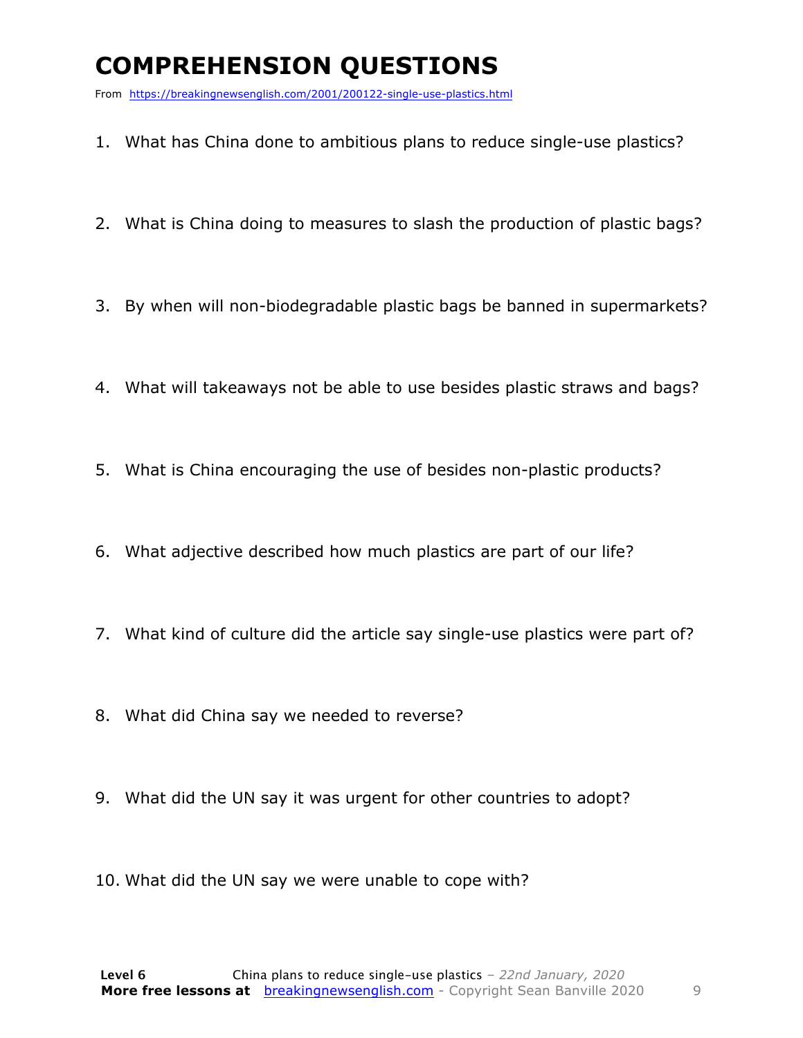# COMPREHENSION QUESTIONS

From https://breakingnewsenglish.com/2001/200122-single-use-plastics.html

1. What has China done to ambitious plans to reduce single-use plastics?

2. What is China doing to measures to slash the production of plastic bags?

3. By when will non-biodegradable plastic bags be banned in supermarkets?

4. What will takeaways not be able to use besides plastic straws and bags?

5. What is China encouraging the use of besides non-plastic products?

6. What adjective described how much plastics are part of our life?

7. What kind of culture did the article say single-use plastics were part of?

8. What did China say we needed to reverse?

9. What did the UN say it was urgent for other countries to adopt?

10. What did the UN say we were unable to cope with?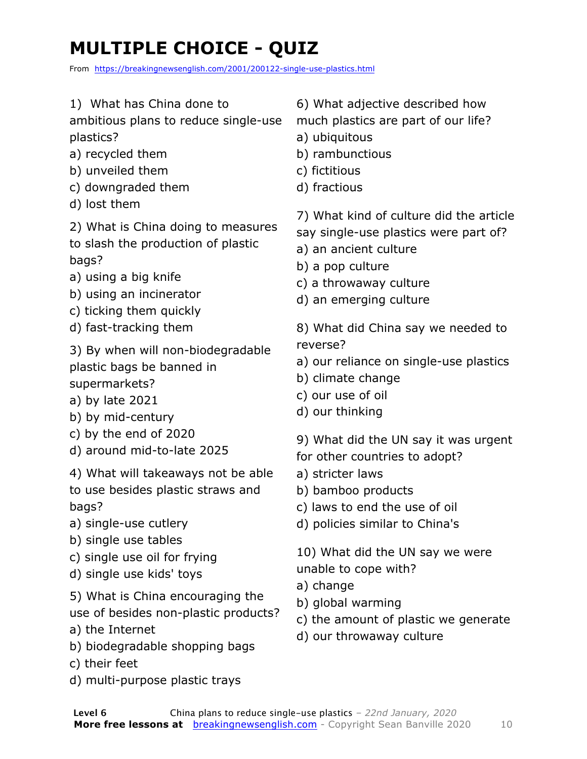# MULTIPLE CHOICE - QUIZ

From https://breakingnewsenglish.com/2001/200122-single-use-plastics.html

1) What has China done to ambitious plans to reduce single-use plastics?

a) recycled them
b) unveiled them
c) downgraded them
d) lost them

2) What is China doing to measures to slash the production of plastic bags?

a) using a big knife
b) using an incinerator
c) ticking them quickly
d) fast-tracking them

3) By when will non-biodegradable plastic bags be banned in supermarkets?

a) by late 2021
b) by mid-century
c) by the end of 2020
d) around mid-to-late 2025

4) What will takeaways not be able to use besides plastic straws and bags?

a) single-use cutlery
b) single use tables
c) single use oil for frying
d) single use kids' toys

5) What is China encouraging the use of besides non-plastic products?

a) the Internet
b) biodegradable shopping bags
c) their feet
d) multi-purpose plastic trays

6) What adjective described how much plastics are part of our life?

a) ubiquitous
b) rambunctious
c) fictitious
d) fractious

7) What kind of culture did the article say single-use plastics were part of?

a) an ancient culture
b) a pop culture
c) a throwaway culture
d) an emerging culture

8) What did China say we needed to reverse?

a) our reliance on single-use plastics
b) climate change
c) our use of oil
d) our thinking

9) What did the UN say it was urgent for other countries to adopt?

a) stricter laws
b) bamboo products
c) laws to end the use of oil
d) policies similar to China's

10) What did the UN say we were unable to cope with?

a) change
b) global warming
c) the amount of plastic we generate
d) our throwaway culture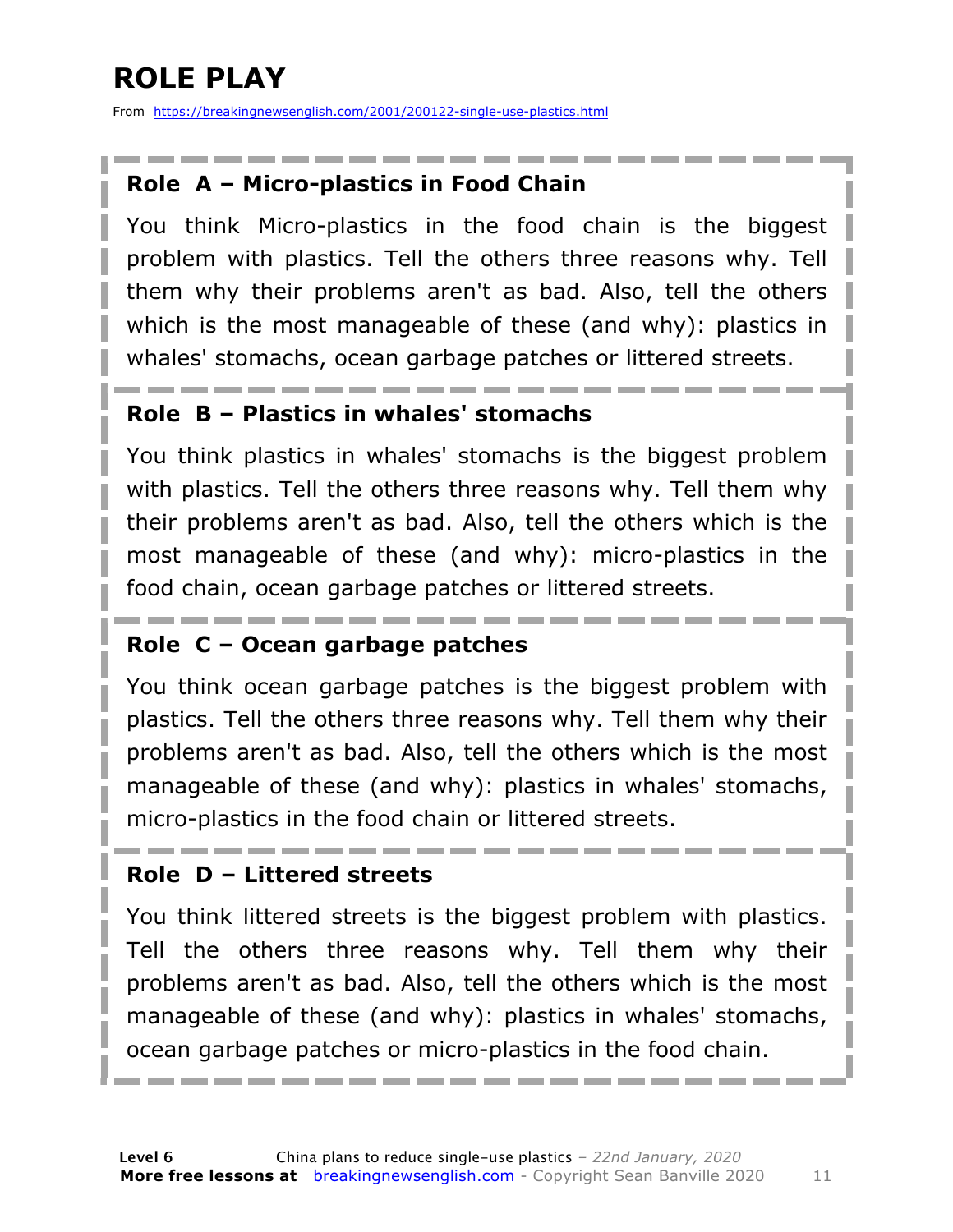# ROLE PLAY

From https://breakingnewsenglish.com/2001/200122-single-use-plastics.html

### Role A – Micro-plastics in Food Chain

You think Micro-plastics in the food chain is the biggest problem with plastics. Tell the others three reasons why. Tell them why their problems aren't as bad. Also, tell the others which is the most manageable of these (and why): plastics in whales' stomachs, ocean garbage patches or littered streets.

### Role B – Plastics in whales' stomachs

You think plastics in whales' stomachs is the biggest problem with plastics. Tell the others three reasons why. Tell them why their problems aren't as bad. Also, tell the others which is the most manageable of these (and why): micro-plastics in the food chain, ocean garbage patches or littered streets.

### Role C – Ocean garbage patches

You think ocean garbage patches is the biggest problem with plastics. Tell the others three reasons why. Tell them why their problems aren't as bad. Also, tell the others which is the most manageable of these (and why): plastics in whales' stomachs, micro-plastics in the food chain or littered streets.

### Role D – Littered streets

You think littered streets is the biggest problem with plastics. Tell the others three reasons why. Tell them why their problems aren't as bad. Also, tell the others which is the most manageable of these (and why): plastics in whales' stomachs, ocean garbage patches or micro-plastics in the food chain.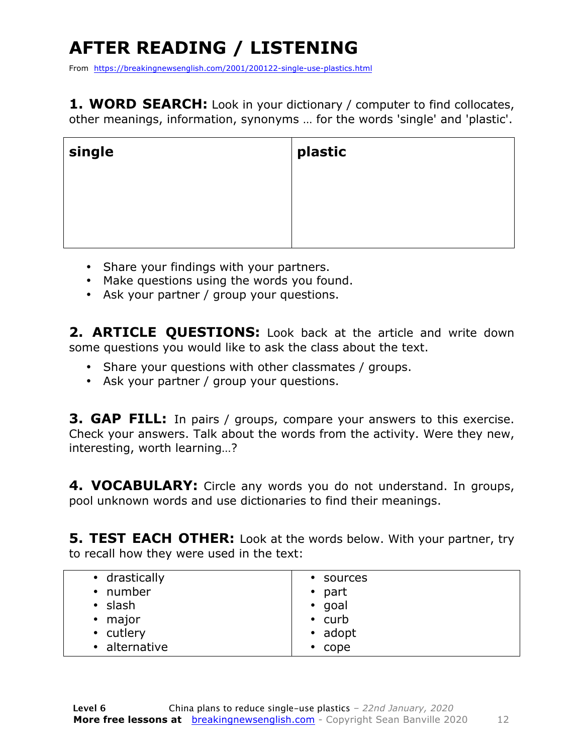# AFTER READING / LISTENING

From https://breakingnewsenglish.com/2001/200122-single-use-plastics.html

**1. WORD SEARCH:** Look in your dictionary / computer to find collocates, other meanings, information, synonyms … for the words 'single' and 'plastic'.

| **single** | **plastic** |
|---|---|
| | |

- Share your findings with your partners.
- Make questions using the words you found.
- Ask your partner / group your questions.

**2. ARTICLE QUESTIONS:** Look back at the article and write down some questions you would like to ask the class about the text.

- Share your questions with other classmates / groups.
- Ask your partner / group your questions.

**3. GAP FILL:** In pairs / groups, compare your answers to this exercise. Check your answers. Talk about the words from the activity. Were they new, interesting, worth learning…?

**4. VOCABULARY:** Circle any words you do not understand. In groups, pool unknown words and use dictionaries to find their meanings.

**5. TEST EACH OTHER:** Look at the words below. With your partner, try to recall how they were used in the text:

| | |
|---|---|
| • drastically<br>• number<br>• slash<br>• major<br>• cutlery<br>• alternative | • sources<br>• part<br>• goal<br>• curb<br>• adopt<br>• cope |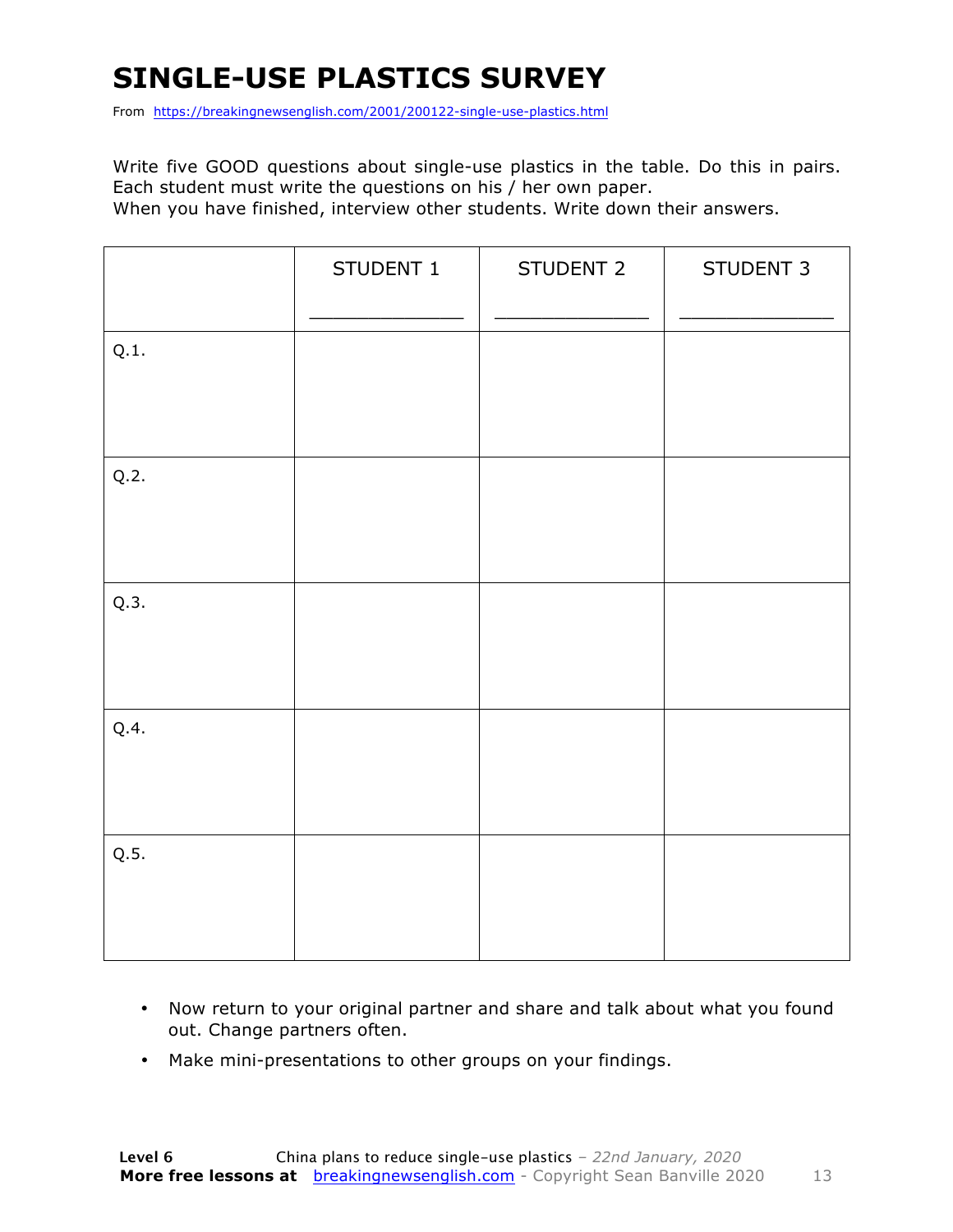# SINGLE-USE PLASTICS SURVEY

From https://breakingnewsenglish.com/2001/200122-single-use-plastics.html

Write five GOOD questions about single-use plastics in the table. Do this in pairs. Each student must write the questions on his / her own paper.
When you have finished, interview other students. Write down their answers.

| | STUDENT 1<br>_____________ | STUDENT 2<br>_____________ | STUDENT 3<br>_____________ |
|---|---|---|---|
| Q.1. | | | |
| Q.2. | | | |
| Q.3. | | | |
| Q.4. | | | |
| Q.5. | | | |

- Now return to your original partner and share and talk about what you found out. Change partners often.
- Make mini-presentations to other groups on your findings.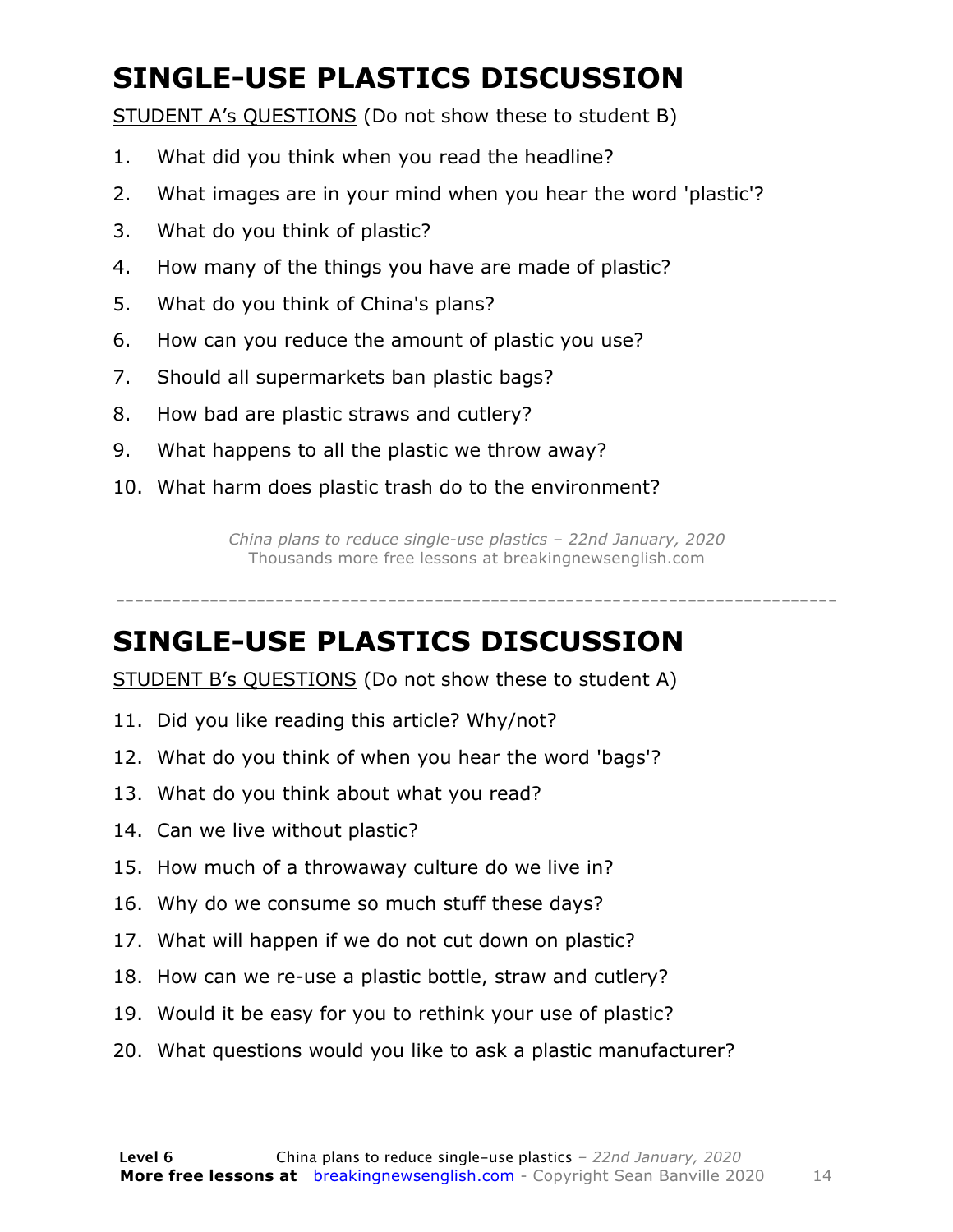# SINGLE-USE PLASTICS DISCUSSION

<u>STUDENT A's QUESTIONS</u> (Do not show these to student B)

1. What did you think when you read the headline?
2. What images are in your mind when you hear the word 'plastic'?
3. What do you think of plastic?
4. How many of the things you have are made of plastic?
5. What do you think of China's plans?
6. How can you reduce the amount of plastic you use?
7. Should all supermarkets ban plastic bags?
8. How bad are plastic straws and cutlery?
9. What happens to all the plastic we throw away?
10. What harm does plastic trash do to the environment?

*China plans to reduce single-use plastics – 22nd January, 2020*
Thousands more free lessons at breakingnewsenglish.com

---

# SINGLE-USE PLASTICS DISCUSSION

<u>STUDENT B's QUESTIONS</u> (Do not show these to student A)

11. Did you like reading this article? Why/not?
12. What do you think of when you hear the word 'bags'?
13. What do you think about what you read?
14. Can we live without plastic?
15. How much of a throwaway culture do we live in?
16. Why do we consume so much stuff these days?
17. What will happen if we do not cut down on plastic?
18. How can we re-use a plastic bottle, straw and cutlery?
19. Would it be easy for you to rethink your use of plastic?
20. What questions would you like to ask a plastic manufacturer?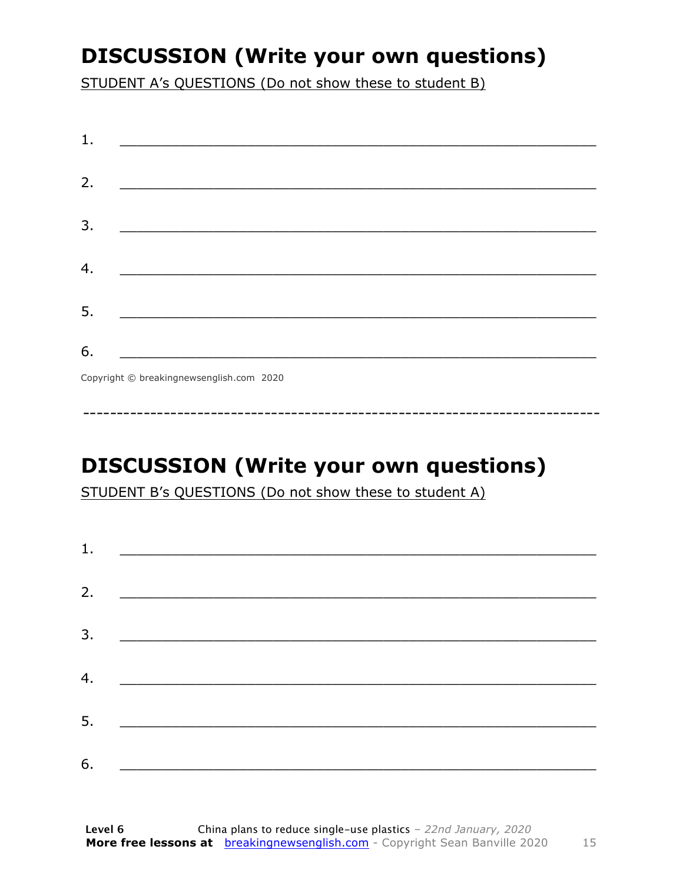## DISCUSSION (Write your own questions)

STUDENT A's QUESTIONS (Do not show these to student B)

1. ___________________________________________________________

2. ___________________________________________________________

3. ___________________________________________________________

4. ___________________________________________________________

5. ___________________________________________________________

6. ___________________________________________________________

Copyright © breakingnewsenglish.com 2020

---

## DISCUSSION (Write your own questions)

STUDENT B's QUESTIONS (Do not show these to student A)

1. ___________________________________________________________

2. ___________________________________________________________

3. ___________________________________________________________

4. ___________________________________________________________

5. ___________________________________________________________

6. ___________________________________________________________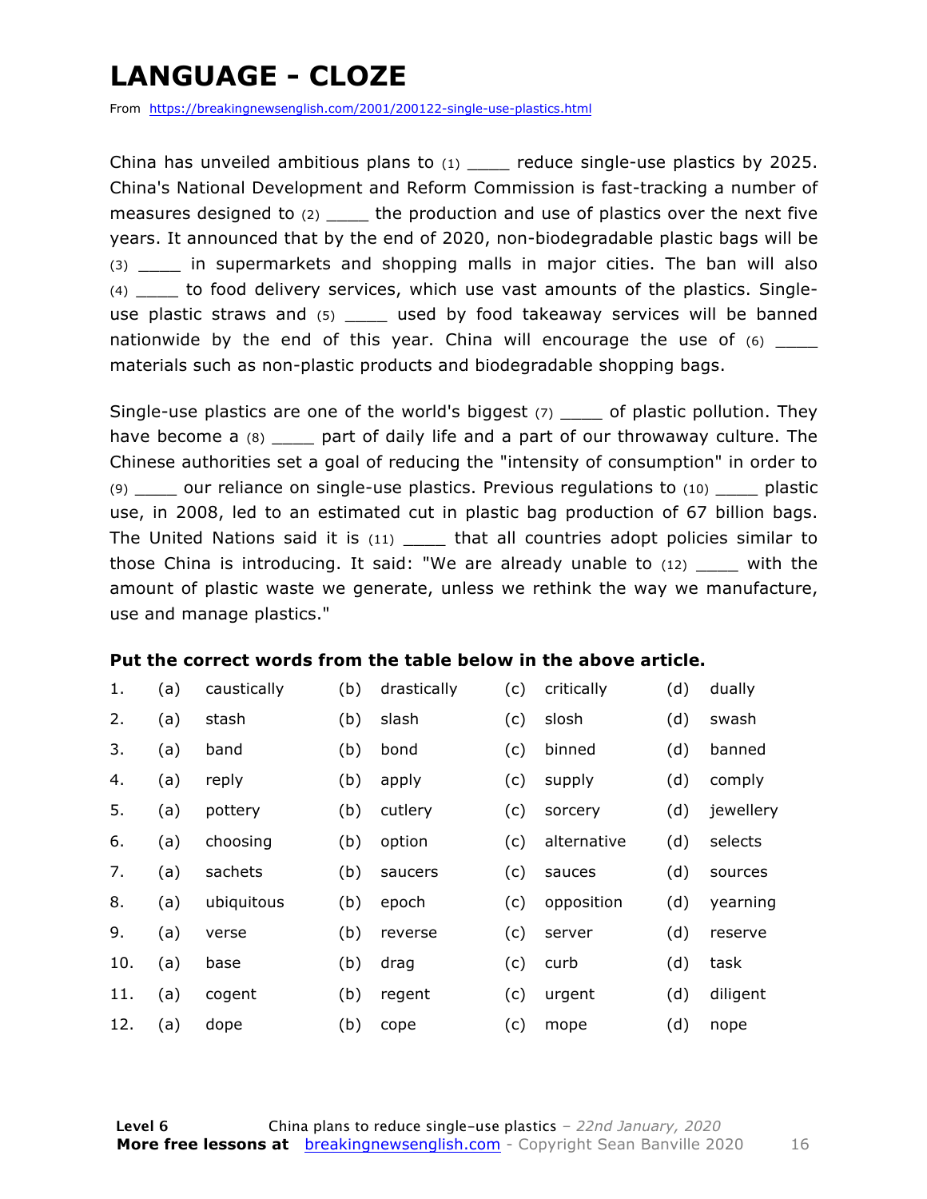# LANGUAGE - CLOZE

From https://breakingnewsenglish.com/2001/200122-single-use-plastics.html

China has unveiled ambitious plans to (1) ____ reduce single-use plastics by 2025. China's National Development and Reform Commission is fast-tracking a number of measures designed to (2) ____ the production and use of plastics over the next five years. It announced that by the end of 2020, non-biodegradable plastic bags will be (3) ____ in supermarkets and shopping malls in major cities. The ban will also (4) ____ to food delivery services, which use vast amounts of the plastics. Single-use plastic straws and (5) ____ used by food takeaway services will be banned nationwide by the end of this year. China will encourage the use of (6) ____ materials such as non-plastic products and biodegradable shopping bags.

Single-use plastics are one of the world's biggest (7) ____ of plastic pollution. They have become a (8) ____ part of daily life and a part of our throwaway culture. The Chinese authorities set a goal of reducing the "intensity of consumption" in order to (9) ____ our reliance on single-use plastics. Previous regulations to (10) ____ plastic use, in 2008, led to an estimated cut in plastic bag production of 67 billion bags. The United Nations said it is (11) ____ that all countries adopt policies similar to those China is introducing. It said: "We are already unable to (12) ____ with the amount of plastic waste we generate, unless we rethink the way we manufacture, use and manage plastics."

**Put the correct words from the table below in the above article.**

| | | | | | | | | |
|---|---|---|---|---|---|---|---|---|
| 1. | (a) | caustically | (b) | drastically | (c) | critically | (d) | dually |
| 2. | (a) | stash | (b) | slash | (c) | slosh | (d) | swash |
| 3. | (a) | band | (b) | bond | (c) | binned | (d) | banned |
| 4. | (a) | reply | (b) | apply | (c) | supply | (d) | comply |
| 5. | (a) | pottery | (b) | cutlery | (c) | sorcery | (d) | jewellery |
| 6. | (a) | choosing | (b) | option | (c) | alternative | (d) | selects |
| 7. | (a) | sachets | (b) | saucers | (c) | sauces | (d) | sources |
| 8. | (a) | ubiquitous | (b) | epoch | (c) | opposition | (d) | yearning |
| 9. | (a) | verse | (b) | reverse | (c) | server | (d) | reserve |
| 10. | (a) | base | (b) | drag | (c) | curb | (d) | task |
| 11. | (a) | cogent | (b) | regent | (c) | urgent | (d) | diligent |
| 12. | (a) | dope | (b) | cope | (c) | mope | (d) | nope |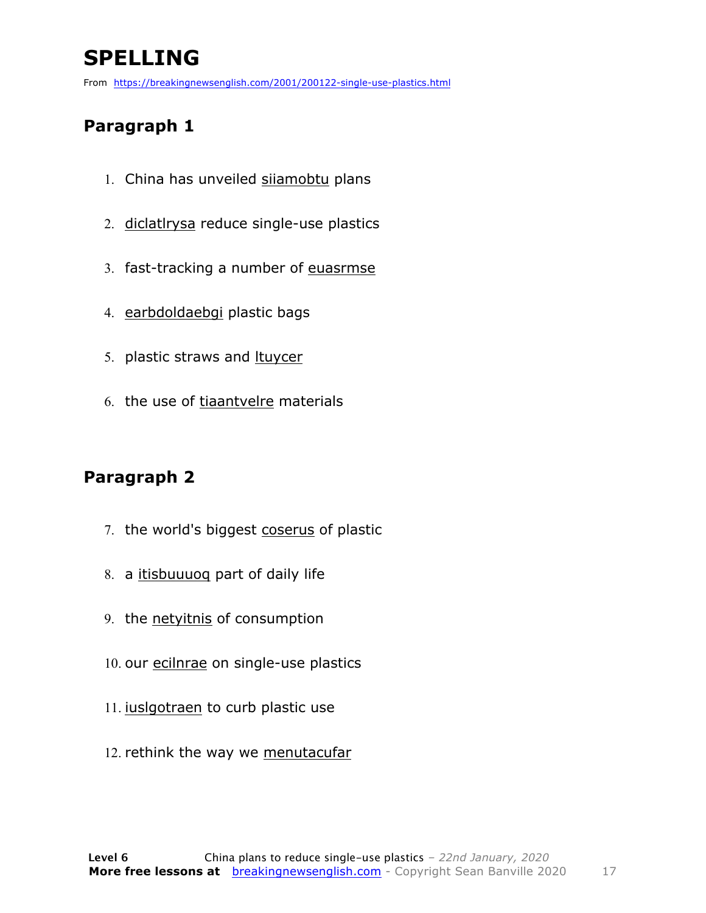# SPELLING

From https://breakingnewsenglish.com/2001/200122-single-use-plastics.html

## Paragraph 1

1. China has unveiled siiamobtu plans
2. diclatlrysa reduce single-use plastics
3. fast-tracking a number of euasrmse
4. earbdoldaebgi plastic bags
5. plastic straws and ltuycer
6. the use of tiaantvelre materials

## Paragraph 2

7. the world's biggest coserus of plastic
8. a itisbuuuoq part of daily life
9. the netyitnis of consumption
10. our ecilnrae on single-use plastics
11. iuslgotraen to curb plastic use
12. rethink the way we menutacufar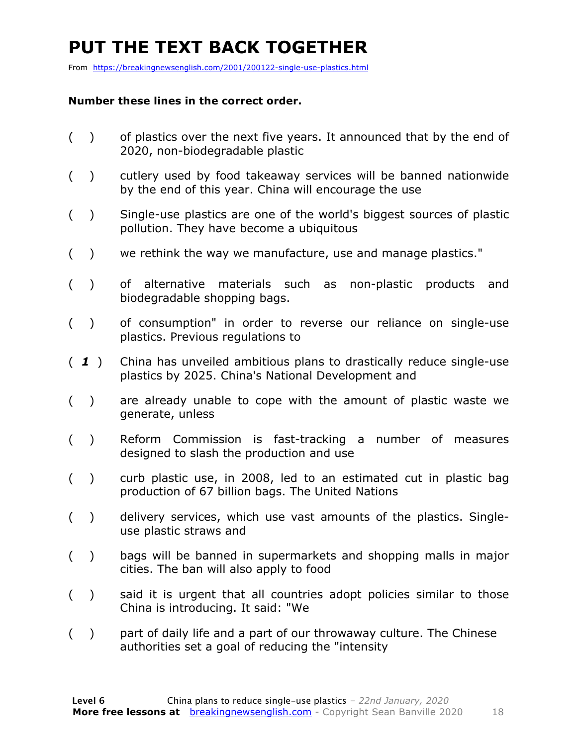# PUT THE TEXT BACK TOGETHER

From https://breakingnewsenglish.com/2001/200122-single-use-plastics.html

**Number these lines in the correct order.**

( ) of plastics over the next five years. It announced that by the end of 2020, non-biodegradable plastic

( ) cutlery used by food takeaway services will be banned nationwide by the end of this year. China will encourage the use

( ) Single-use plastics are one of the world's biggest sources of plastic pollution. They have become a ubiquitous

( ) we rethink the way we manufacture, use and manage plastics."

( ) of alternative materials such as non-plastic products and biodegradable shopping bags.

( ) of consumption" in order to reverse our reliance on single-use plastics. Previous regulations to

( ***1*** ) China has unveiled ambitious plans to drastically reduce single-use plastics by 2025. China's National Development and

( ) are already unable to cope with the amount of plastic waste we generate, unless

( ) Reform Commission is fast-tracking a number of measures designed to slash the production and use

( ) curb plastic use, in 2008, led to an estimated cut in plastic bag production of 67 billion bags. The United Nations

( ) delivery services, which use vast amounts of the plastics. Single-use plastic straws and

( ) bags will be banned in supermarkets and shopping malls in major cities. The ban will also apply to food

( ) said it is urgent that all countries adopt policies similar to those China is introducing. It said: "We

( ) part of daily life and a part of our throwaway culture. The Chinese authorities set a goal of reducing the "intensity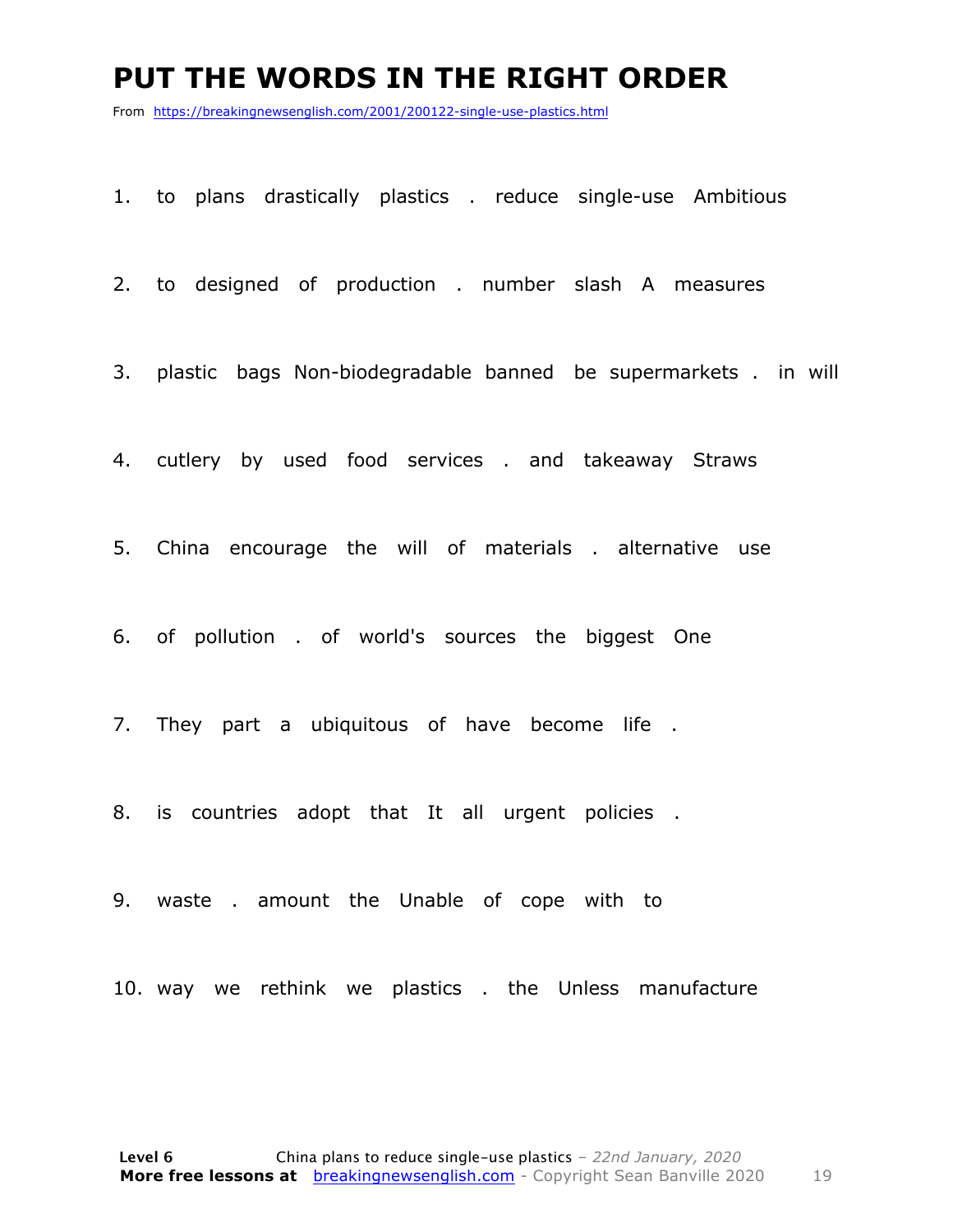# PUT THE WORDS IN THE RIGHT ORDER

From https://breakingnewsenglish.com/2001/200122-single-use-plastics.html

1. to plans drastically plastics . reduce single-use Ambitious

2. to designed of production . number slash A measures

3. plastic bags Non-biodegradable banned be supermarkets . in will

4. cutlery by used food services . and takeaway Straws

5. China encourage the will of materials . alternative use

6. of pollution . of world's sources the biggest One

7. They part a ubiquitous of have become life .

8. is countries adopt that It all urgent policies .

9. waste . amount the Unable of cope with to

10. way we rethink we plastics . the Unless manufacture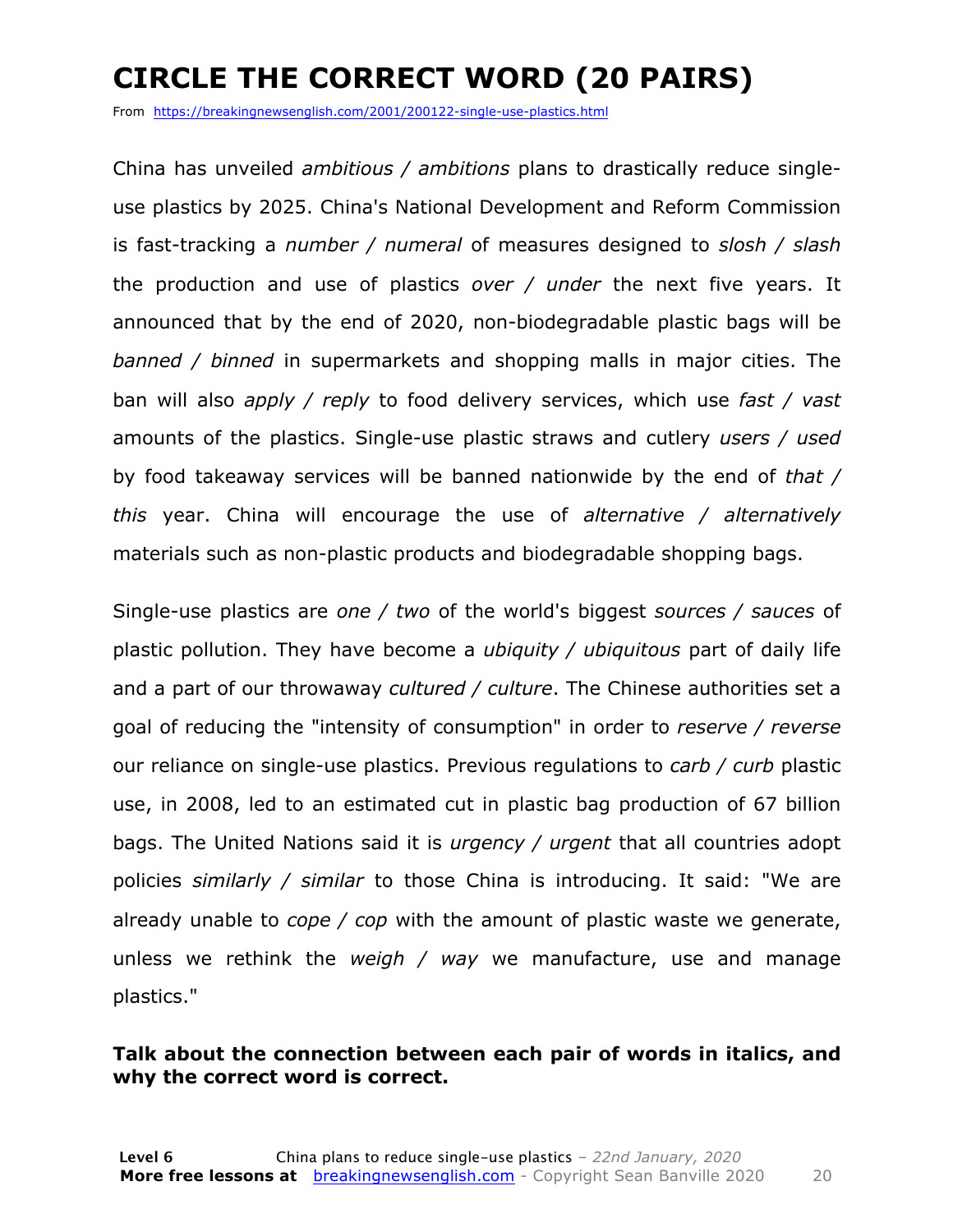# CIRCLE THE CORRECT WORD (20 PAIRS)

From https://breakingnewsenglish.com/2001/200122-single-use-plastics.html

China has unveiled *ambitious / ambitions* plans to drastically reduce single-use plastics by 2025. China's National Development and Reform Commission is fast-tracking a *number / numeral* of measures designed to *slosh / slash* the production and use of plastics *over / under* the next five years. It announced that by the end of 2020, non-biodegradable plastic bags will be *banned / binned* in supermarkets and shopping malls in major cities. The ban will also *apply / reply* to food delivery services, which use *fast / vast* amounts of the plastics. Single-use plastic straws and cutlery *users / used* by food takeaway services will be banned nationwide by the end of *that / this* year. China will encourage the use of *alternative / alternatively* materials such as non-plastic products and biodegradable shopping bags.

Single-use plastics are *one / two* of the world's biggest *sources / sauces* of plastic pollution. They have become a *ubiquity / ubiquitous* part of daily life and a part of our throwaway *cultured / culture*. The Chinese authorities set a goal of reducing the "intensity of consumption" in order to *reserve / reverse* our reliance on single-use plastics. Previous regulations to *carb / curb* plastic use, in 2008, led to an estimated cut in plastic bag production of 67 billion bags. The United Nations said it is *urgency / urgent* that all countries adopt policies *similarly / similar* to those China is introducing. It said: "We are already unable to *cope / cop* with the amount of plastic waste we generate, unless we rethink the *weigh / way* we manufacture, use and manage plastics."

**Talk about the connection between each pair of words in italics, and why the correct word is correct.**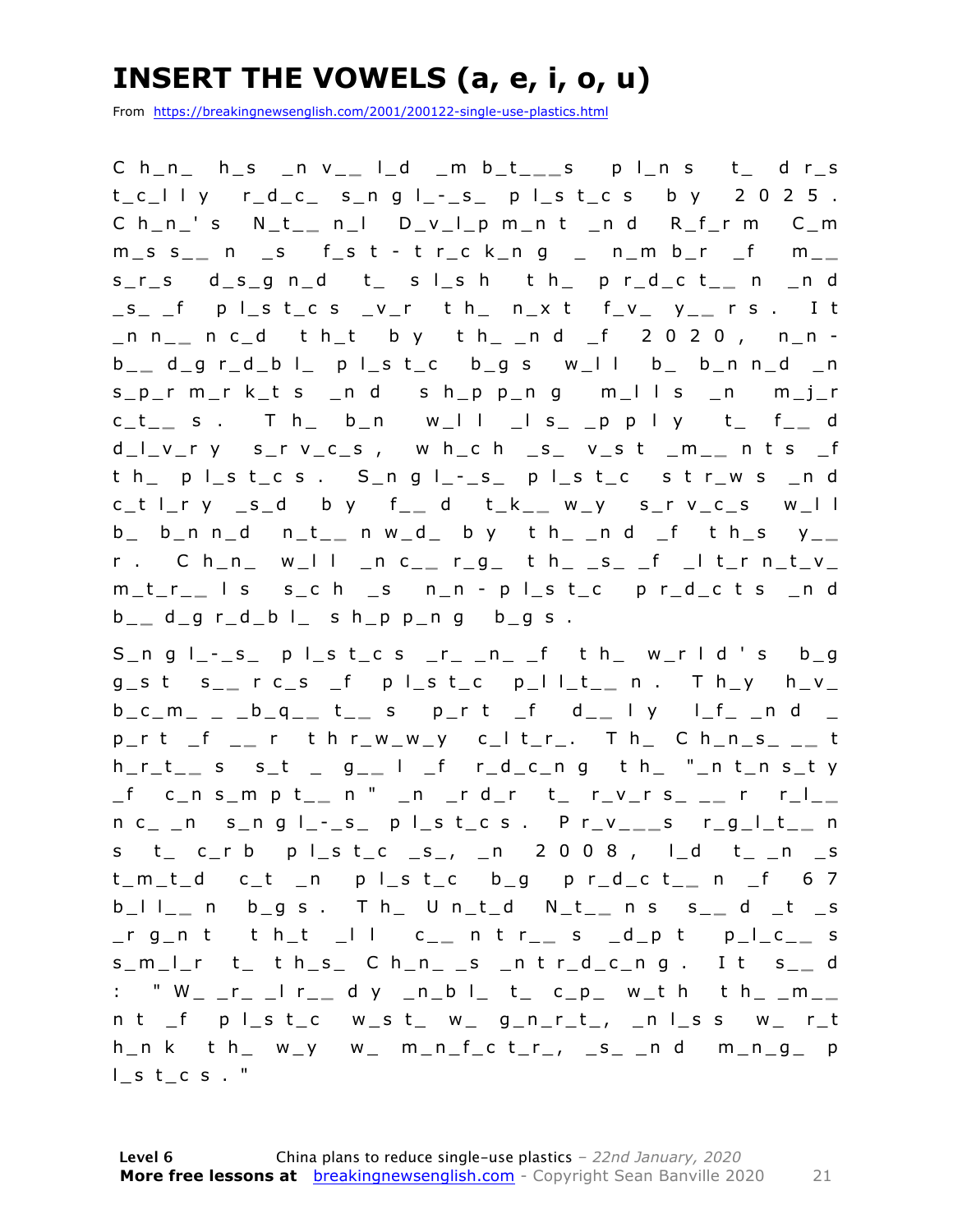# INSERT THE VOWELS (a, e, i, o, u)

From https://breakingnewsenglish.com/2001/200122-single-use-plastics.html

C h_n_ h_s _n v_ _ l_d _m b_t_ _ _s p l_n s t_ d r_s t_c_l l y r_d_c_ s_n g l_-_s_ p l_s t_c s b y 2 0 2 5 . C h_n_' s N_t_ _ n_l D_v_l_p m_n t _n d R_f_r m C_m m_s s_ _ n _s f_s t - t r_c k_n g _ n_m b_r _f m_ _ s_r_s d_s_g n_d t_ s l_s h t h_ p r_d_c t_ _ n _n d _s_ _f p l_s t_c s _v_r t h_ n_x t f_v_ y_ _ r s . I t _n n_ _ n c_d t h_t b y t h_ _n d _f 2 0 2 0 , n_n - b_ _ d_g r_d_b l_ p l_s t_c b_g s w_l l b_ b_n n_d _n s_p_r m_r k_t s _n d s h_p p_n g m_l l s _n m_j_r c_t_ _ s . T h_ b_n w_l l _l s_ _p p l y t_ f_ _ d d_l_v_r y s_r v_c_s , w h_c h _s_ v_s t _m_ _ n t s _f t h_ p l_s t_c s . S_n g l_-_s_ p l_s t_c s t r_w s _n d c_t l_r y _s_d b y f_ _ d t_k_ _ w_y s_r v_c_s w_l l b_ b_n n_d n_t_ _ n w_d_ b y t h_ _n d _f t h_s y_ _ r . C h_n_ w_l l _n c_ _ r_g_ t h_ _s_ _f _l t_r n_t_v_ m_t_r_ _ l s s_c h _s n_n - p l_s t_c p r_d_c t s _n d b_ _ d_g r_d_b l_ s h_p p_n g b_g s .

S_n g l_-_s_ p l_s t_c s _r_ _n_ _f t h_ w_r l d ' s b_g g_s t s_ _ r c_s _f p l_s t_c p_l l_t_ _ n . T h_y h_v_ b_c_m_ _ _b_q_ _ t_ _ s p_r t _f d_ _ l y l_f_ _n d _ p_r t _f _ _ r t h r_w_w_y c_l t_r_. T h_ C h_n_s_ _ _ t h_r_t_ _ s s_t _ g_ _ l _f r_d_c_n g t h_ "_n t_n s_t y _f c_n s_m p t_ _ n " _n _r d_r t_ r_v_r s_ _ _ r r_l_ _ n c_ _n s_n g l_-_s_ p l_s t_c s . P r_v_ _ _s r_g_l_t_ _ n s t_ c_r b p l_s t_c _s_, _n 2 0 0 8 , l_d t_ _n _s t_m_t_d c_t _n p l_s t_c b_g p r_d_c t_ _ n _f 6 7 b_l l_ _ n b_g s . T h_ U n_t_d N_t_ _ n s s_ _ d _t _s _r g_n t t h_t _l l c_ _ n t r_ _ s _d_p t p_l_c_ _ s s_m_l_r t_ t h_s_ C h_n_ _s _n t r_d_c_n g . I t s_ _ d : " W_ _r_ _l r_ _ d y _n_b l_ t_ c_p_ w_t h t h_ _m_ _ n t _f p l_s t_c w_s t_ w_ g_n_r_t_, _n l_s s w_ r_t h_n k t h_ w_y w_ m_n_f_c t_r_, _s_ _n d m_n_g_ p l_s t_c s . "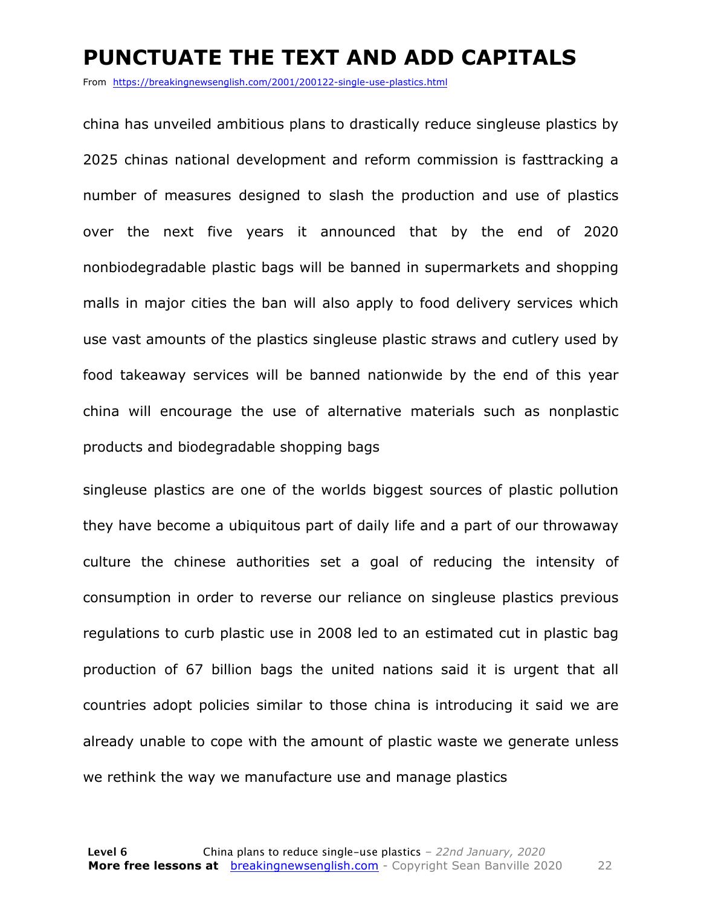# PUNCTUATE THE TEXT AND ADD CAPITALS

From https://breakingnewsenglish.com/2001/200122-single-use-plastics.html

china has unveiled ambitious plans to drastically reduce singleuse plastics by 2025 chinas national development and reform commission is fasttracking a number of measures designed to slash the production and use of plastics over the next five years it announced that by the end of 2020 nonbiodegradable plastic bags will be banned in supermarkets and shopping malls in major cities the ban will also apply to food delivery services which use vast amounts of the plastics singleuse plastic straws and cutlery used by food takeaway services will be banned nationwide by the end of this year china will encourage the use of alternative materials such as nonplastic products and biodegradable shopping bags

singleuse plastics are one of the worlds biggest sources of plastic pollution they have become a ubiquitous part of daily life and a part of our throwaway culture the chinese authorities set a goal of reducing the intensity of consumption in order to reverse our reliance on singleuse plastics previous regulations to curb plastic use in 2008 led to an estimated cut in plastic bag production of 67 billion bags the united nations said it is urgent that all countries adopt policies similar to those china is introducing it said we are already unable to cope with the amount of plastic waste we generate unless we rethink the way we manufacture use and manage plastics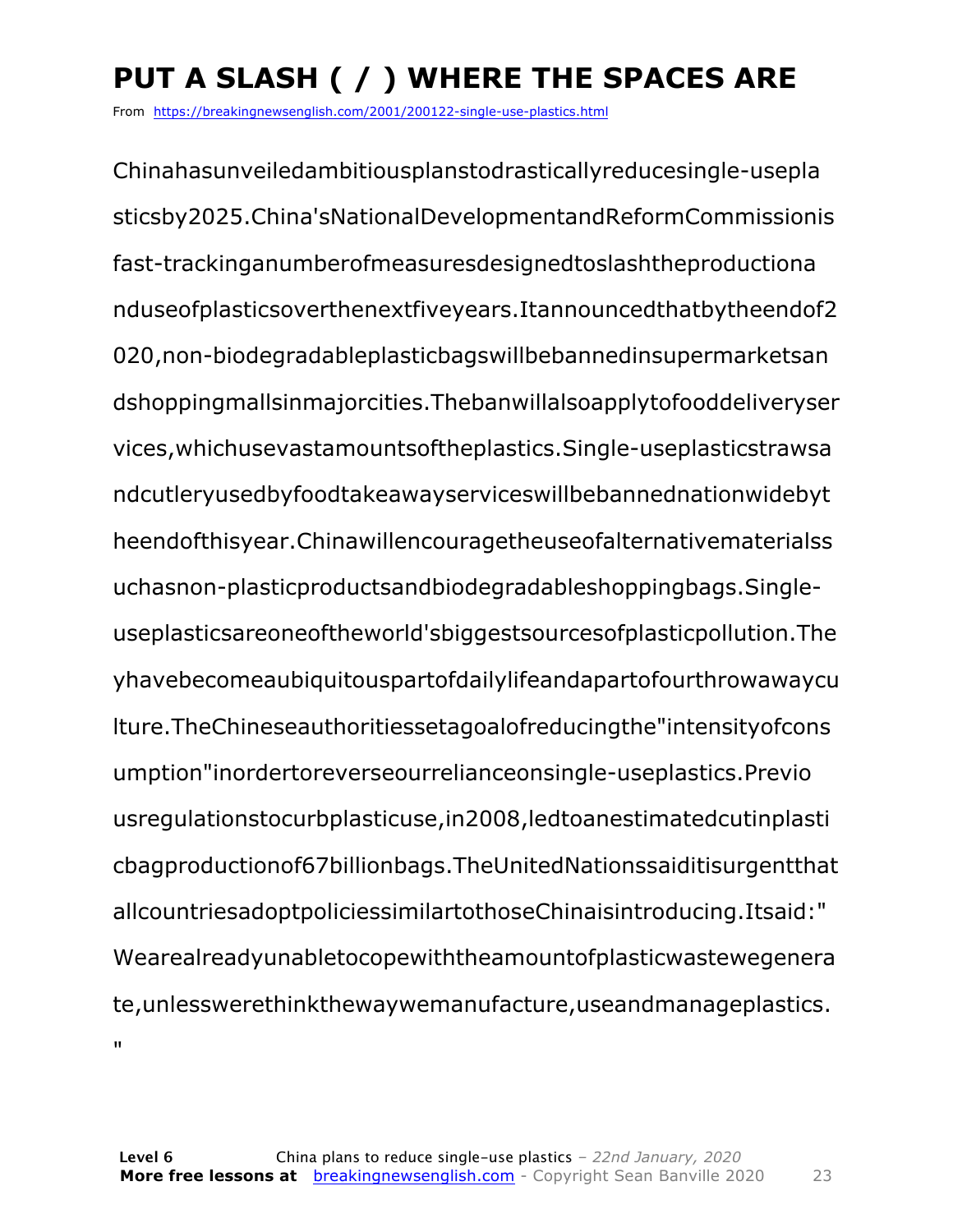# PUT A SLASH ( / ) WHERE THE SPACES ARE

From https://breakingnewsenglish.com/2001/200122-single-use-plastics.html

Chinahasunveiledambitiousplanstodrasticallyreducesingle-usepla
sticsby2025.China'sNationalDevelopmentandReformCommissionis
fast-trackinganumberofmeasuresdesignedtoslashtheproductiona
nduseofplasticsoverthenextfiveyears.Itannouncedthatbytheendof2
020,non-biodegradableplasticbagswillbebannedinsupermarketsan
dshoppingmallsinmajorcities.Thebanwillalsoapplytofooddeliveryser
vices,whichusevastamountsoftheplastics.Single-useplasticstrawsa
ndcutleryusedbyfoodtakeawayserviceswillbebannednationwidebyt
heendofthisyear.Chinawillencouragetheuseofalternativematerialss
uchasnon-plasticproductsandbiodegradableshoppingbags.Single-
useplasticsareoneoftheworld'sbiggestsourcesofplasticpollution.The
yhavebecomeaubiquitouspartofdailylifeandapartofourthrowawaycu
lture.TheChineseauthoritiessetagoalofreducingthe"intensityofcons
umption"inordertoreverseourrelianceonsingle-useplastics.Previo
usregulationstocurbplasticuse,in2008,ledtoanestimatedcutinplasti
cbagproductionof67billionbags.TheUnitedNationssaiditisurgentthat
allcountriesadoptpoliciessimilartothoseChinaisintroducing.Itsaid:"
Wearealreadyunabletocopewiththeamountofplasticwastewegenera
te,unlesswerethinkthewaywemanufacture,useandmanageplastics.
"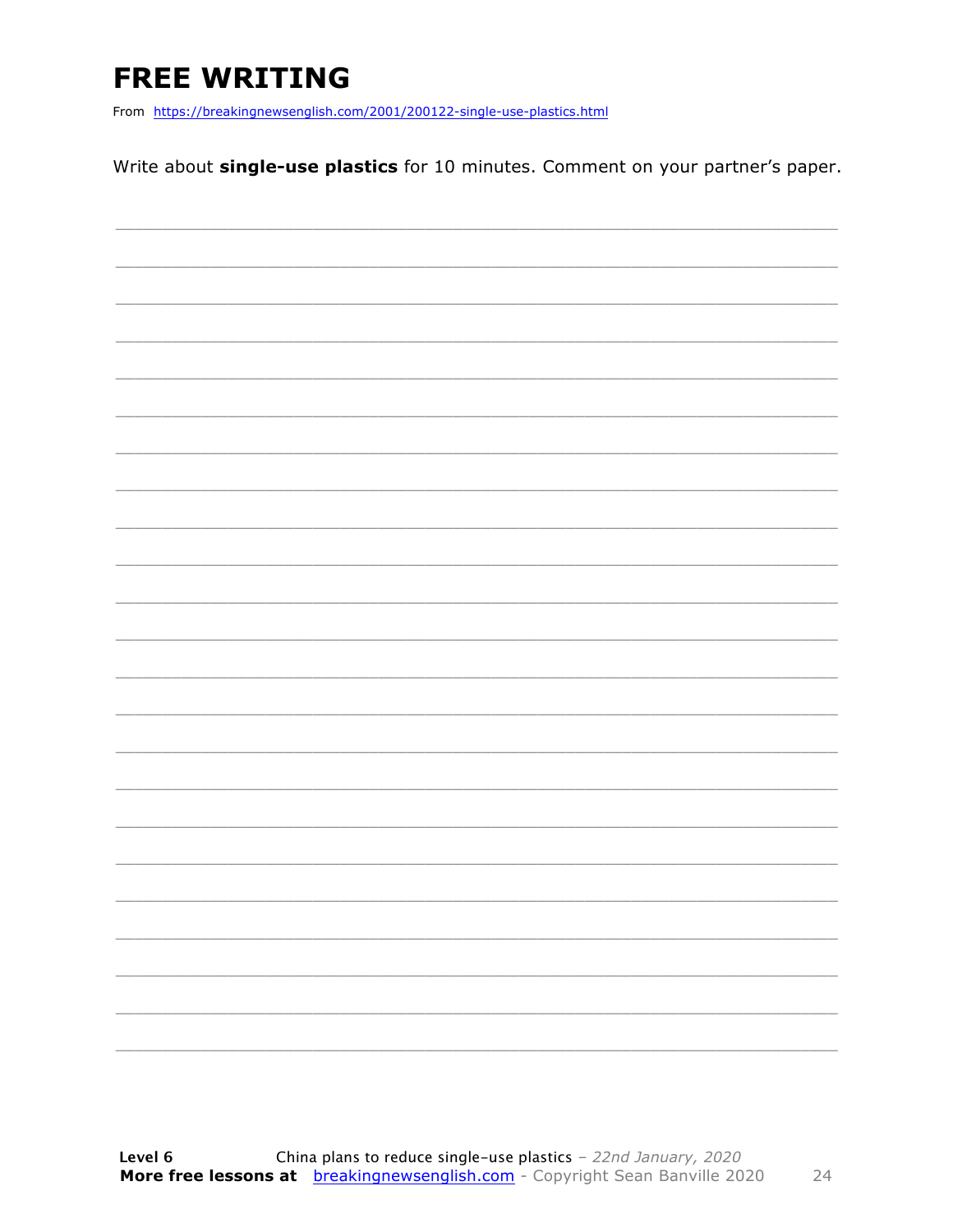# FREE WRITING

From https://breakingnewsenglish.com/2001/200122-single-use-plastics.html

Write about **single-use plastics** for 10 minutes. Comment on your partner's paper.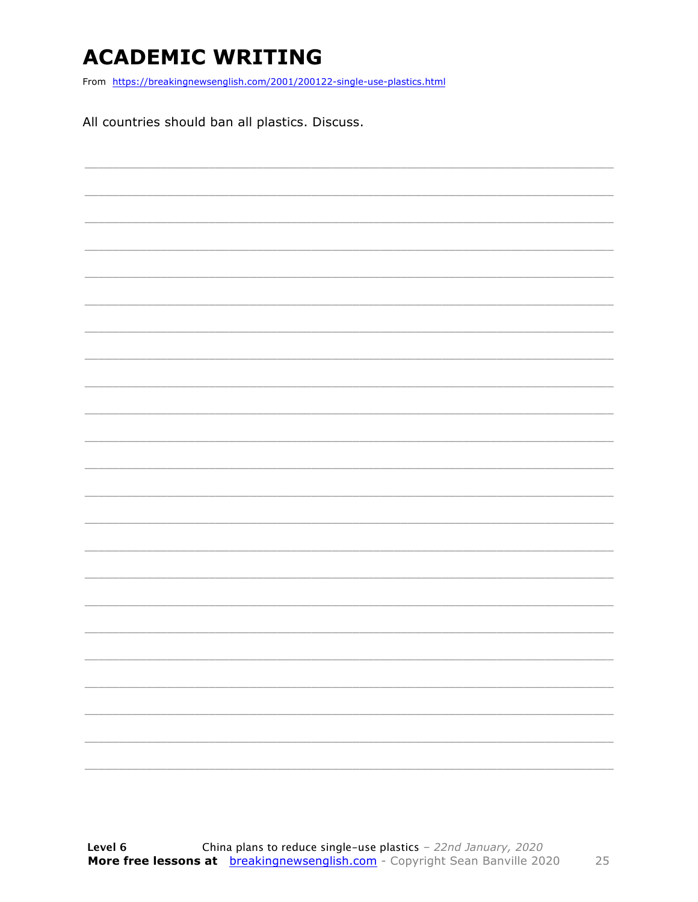# ACADEMIC WRITING

From https://breakingnewsenglish.com/2001/200122-single-use-plastics.html

All countries should ban all plastics. Discuss.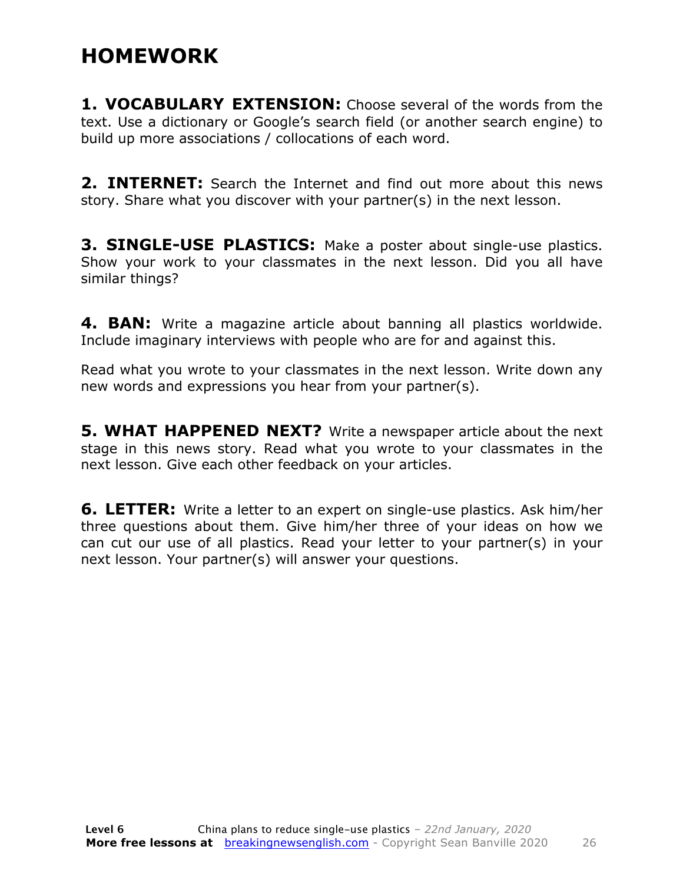# HOMEWORK

**1. VOCABULARY EXTENSION:** Choose several of the words from the text. Use a dictionary or Google's search field (or another search engine) to build up more associations / collocations of each word.

**2. INTERNET:** Search the Internet and find out more about this news story. Share what you discover with your partner(s) in the next lesson.

**3. SINGLE-USE PLASTICS:** Make a poster about single-use plastics. Show your work to your classmates in the next lesson. Did you all have similar things?

**4. BAN:** Write a magazine article about banning all plastics worldwide. Include imaginary interviews with people who are for and against this.

Read what you wrote to your classmates in the next lesson. Write down any new words and expressions you hear from your partner(s).

**5. WHAT HAPPENED NEXT?** Write a newspaper article about the next stage in this news story. Read what you wrote to your classmates in the next lesson. Give each other feedback on your articles.

**6. LETTER:** Write a letter to an expert on single-use plastics. Ask him/her three questions about them. Give him/her three of your ideas on how we can cut our use of all plastics. Read your letter to your partner(s) in your next lesson. Your partner(s) will answer your questions.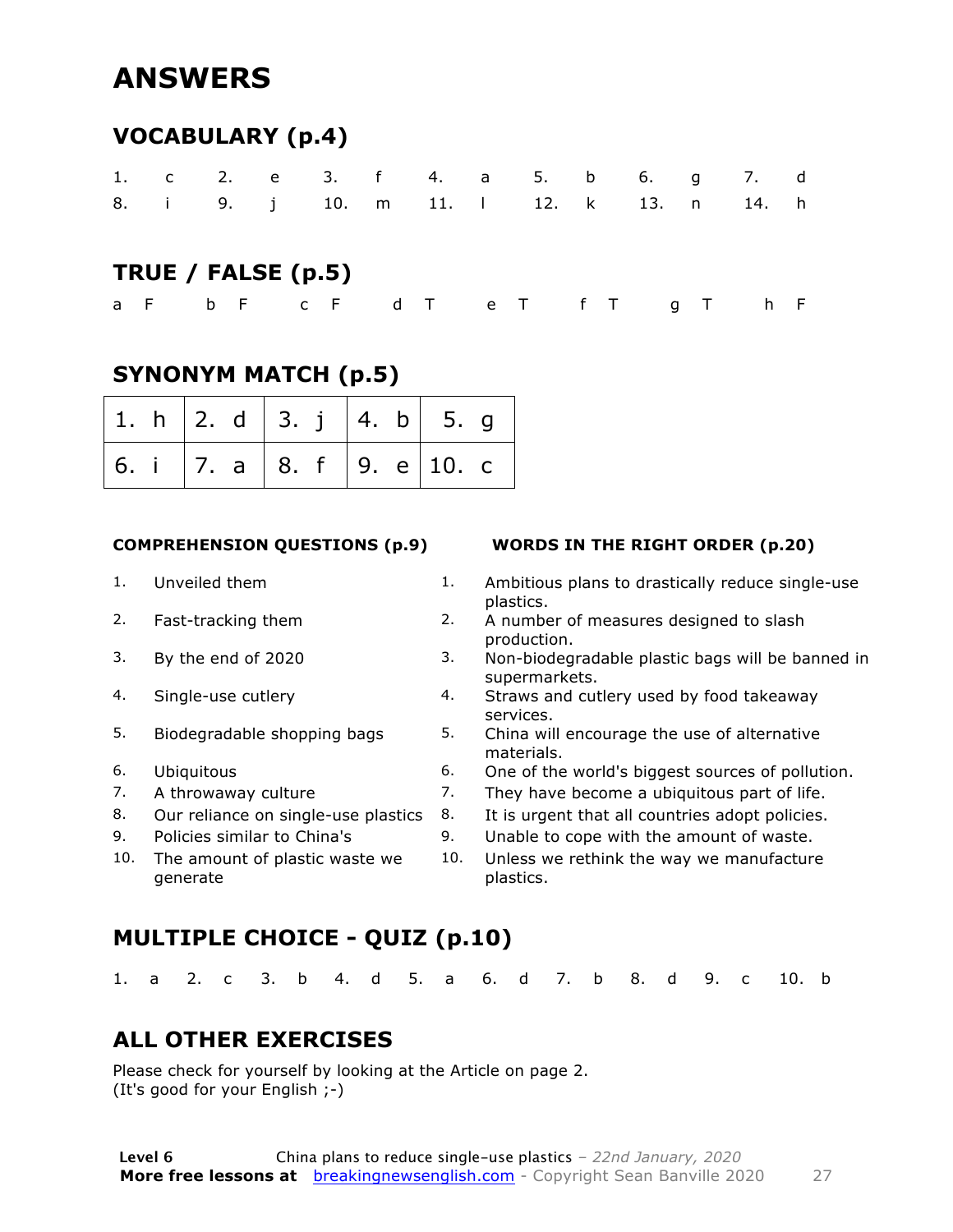# ANSWERS

## VOCABULARY (p.4)

| | | | | | | |
|---|---|---|---|---|---|---|
| 1. c | 2. e | 3. f | 4. a | 5. b | 6. g | 7. d |
| 8. i | 9. j | 10. m | 11. l | 12. k | 13. n | 14. h |

## TRUE / FALSE (p.5)

a F &nbsp; b F &nbsp; c F &nbsp; d T &nbsp; e T &nbsp; f T &nbsp; g T &nbsp; h F

## SYNONYM MATCH (p.5)

| | | | | |
|---|---|---|---|---|
| 1. h | 2. d | 3. j | 4. b | 5. g |
| 6. i | 7. a | 8. f | 9. e | 10. c |

### COMPREHENSION QUESTIONS (p.9)

1. Unveiled them
2. Fast-tracking them
3. By the end of 2020
4. Single-use cutlery
5. Biodegradable shopping bags
6. Ubiquitous
7. A throwaway culture
8. Our reliance on single-use plastics
9. Policies similar to China's
10. The amount of plastic waste we generate

### WORDS IN THE RIGHT ORDER (p.20)

1. Ambitious plans to drastically reduce single-use plastics.
2. A number of measures designed to slash production.
3. Non-biodegradable plastic bags will be banned in supermarkets.
4. Straws and cutlery used by food takeaway services.
5. China will encourage the use of alternative materials.
6. One of the world's biggest sources of pollution.
7. They have become a ubiquitous part of life.
8. It is urgent that all countries adopt policies.
9. Unable to cope with the amount of waste.
10. Unless we rethink the way we manufacture plastics.

## MULTIPLE CHOICE - QUIZ (p.10)

1. a &nbsp; 2. c &nbsp; 3. b &nbsp; 4. d &nbsp; 5. a &nbsp; 6. d &nbsp; 7. b &nbsp; 8. d &nbsp; 9. c &nbsp; 10. b

## ALL OTHER EXERCISES

Please check for yourself by looking at the Article on page 2.
(It's good for your English ;-)